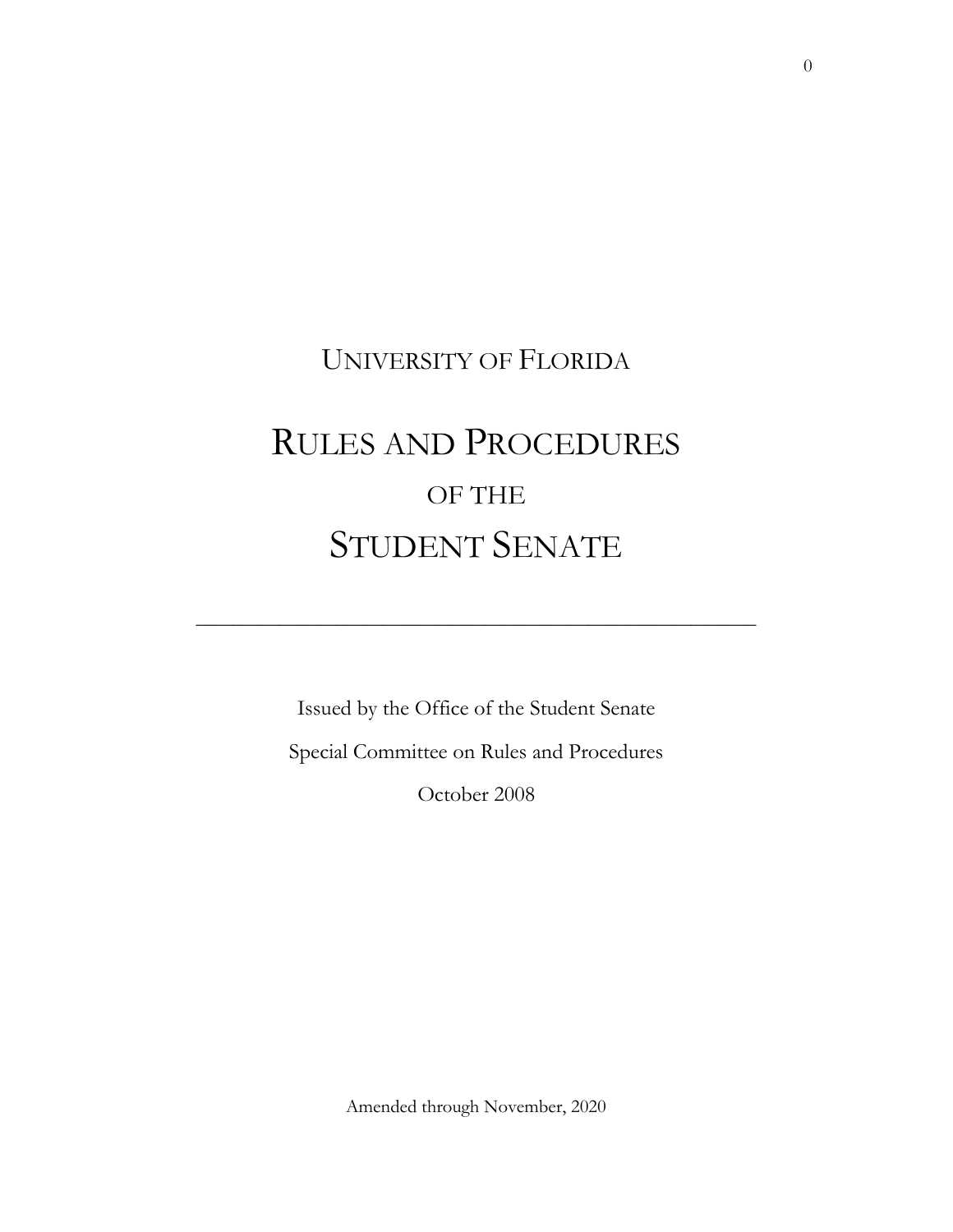UNIVERSITY OF FLORIDA

# RULES AND PROCEDURES

OF THE

# STUDENT SENATE

---

Issued by the Office of the Student Senate

Special Committee on Rules and Procedures

October 2008

Amended through November, 2020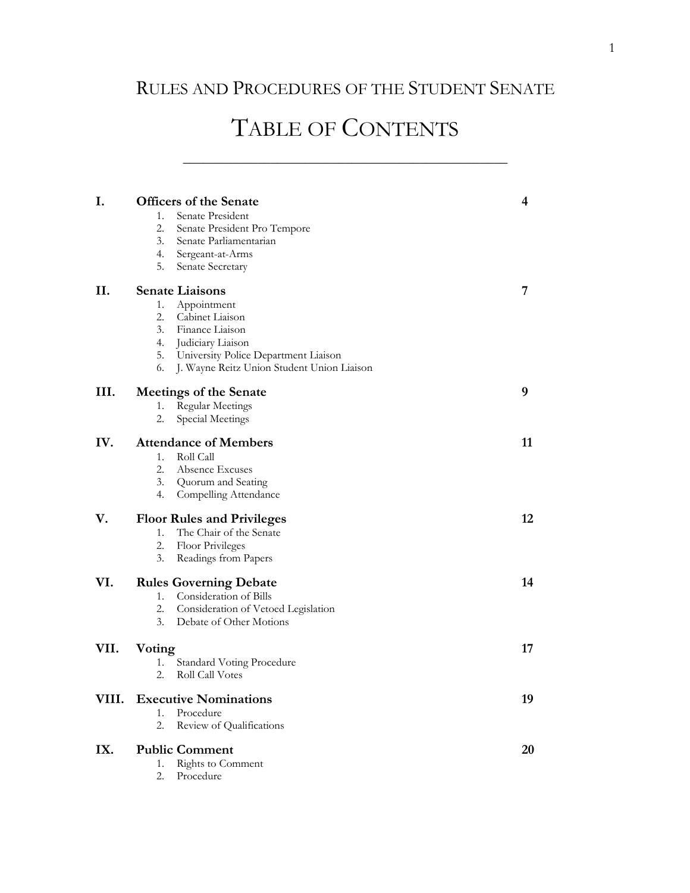# Rules and Procedures of the Student Senate

# Table of Contents

| | | |
|---|---|---|
| **I.** | **Officers of the Senate** | **4** |
| | 1. Senate President | |
| | 2. Senate President Pro Tempore | |
| | 3. Senate Parliamentarian | |
| | 4. Sergeant-at-Arms | |
| | 5. Senate Secretary | |
| **II.** | **Senate Liaisons** | **7** |
| | 1. Appointment | |
| | 2. Cabinet Liaison | |
| | 3. Finance Liaison | |
| | 4. Judiciary Liaison | |
| | 5. University Police Department Liaison | |
| | 6. J. Wayne Reitz Union Student Union Liaison | |
| **III.** | **Meetings of the Senate** | **9** |
| | 1. Regular Meetings | |
| | 2. Special Meetings | |
| **IV.** | **Attendance of Members** | **11** |
| | 1. Roll Call | |
| | 2. Absence Excuses | |
| | 3. Quorum and Seating | |
| | 4. Compelling Attendance | |
| **V.** | **Floor Rules and Privileges** | **12** |
| | 1. The Chair of the Senate | |
| | 2. Floor Privileges | |
| | 3. Readings from Papers | |
| **VI.** | **Rules Governing Debate** | **14** |
| | 1. Consideration of Bills | |
| | 2. Consideration of Vetoed Legislation | |
| | 3. Debate of Other Motions | |
| **VII.** | **Voting** | **17** |
| | 1. Standard Voting Procedure | |
| | 2. Roll Call Votes | |
| **VIII.** | **Executive Nominations** | **19** |
| | 1. Procedure | |
| | 2. Review of Qualifications | |
| **IX.** | **Public Comment** | **20** |
| | 1. Rights to Comment | |
| | 2. Procedure | |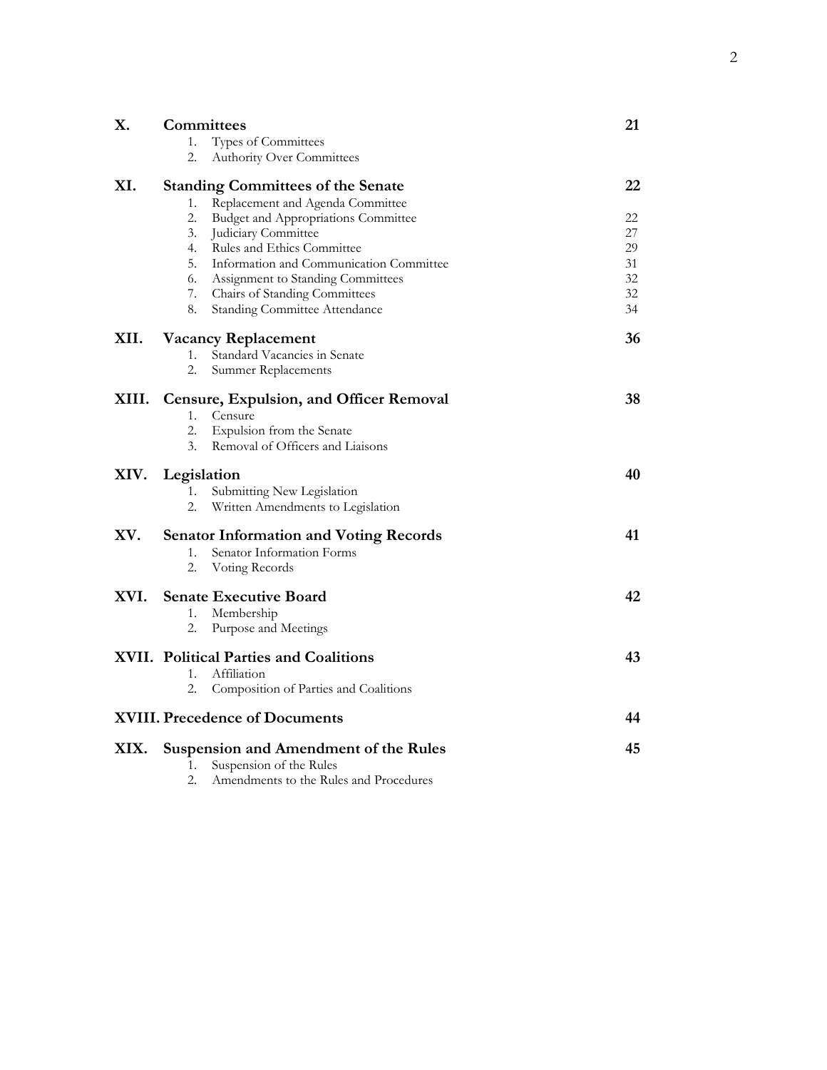| | | |
|---|---|---|
| **X.** | **Committees** | **21** |
| | 1. Types of Committees | |
| | 2. Authority Over Committees | |
| **XI.** | **Standing Committees of the Senate** | **22** |
| | 1. Replacement and Agenda Committee | |
| | 2. Budget and Appropriations Committee | 22 |
| | 3. Judiciary Committee | 27 |
| | 4. Rules and Ethics Committee | 29 |
| | 5. Information and Communication Committee | 31 |
| | 6. Assignment to Standing Committees | 32 |
| | 7. Chairs of Standing Committees | 32 |
| | 8. Standing Committee Attendance | 34 |
| **XII.** | **Vacancy Replacement** | **36** |
| | 1. Standard Vacancies in Senate | |
| | 2. Summer Replacements | |
| **XIII.** | **Censure, Expulsion, and Officer Removal** | **38** |
| | 1. Censure | |
| | 2. Expulsion from the Senate | |
| | 3. Removal of Officers and Liaisons | |
| **XIV.** | **Legislation** | **40** |
| | 1. Submitting New Legislation | |
| | 2. Written Amendments to Legislation | |
| **XV.** | **Senator Information and Voting Records** | **41** |
| | 1. Senator Information Forms | |
| | 2. Voting Records | |
| **XVI.** | **Senate Executive Board** | **42** |
| | 1. Membership | |
| | 2. Purpose and Meetings | |
| **XVII.** | **Political Parties and Coalitions** | **43** |
| | 1. Affiliation | |
| | 2. Composition of Parties and Coalitions | |
| **XVIII.** | **Precedence of Documents** | **44** |
| **XIX.** | **Suspension and Amendment of the Rules** | **45** |
| | 1. Suspension of the Rules | |
| | 2. Amendments to the Rules and Procedures | |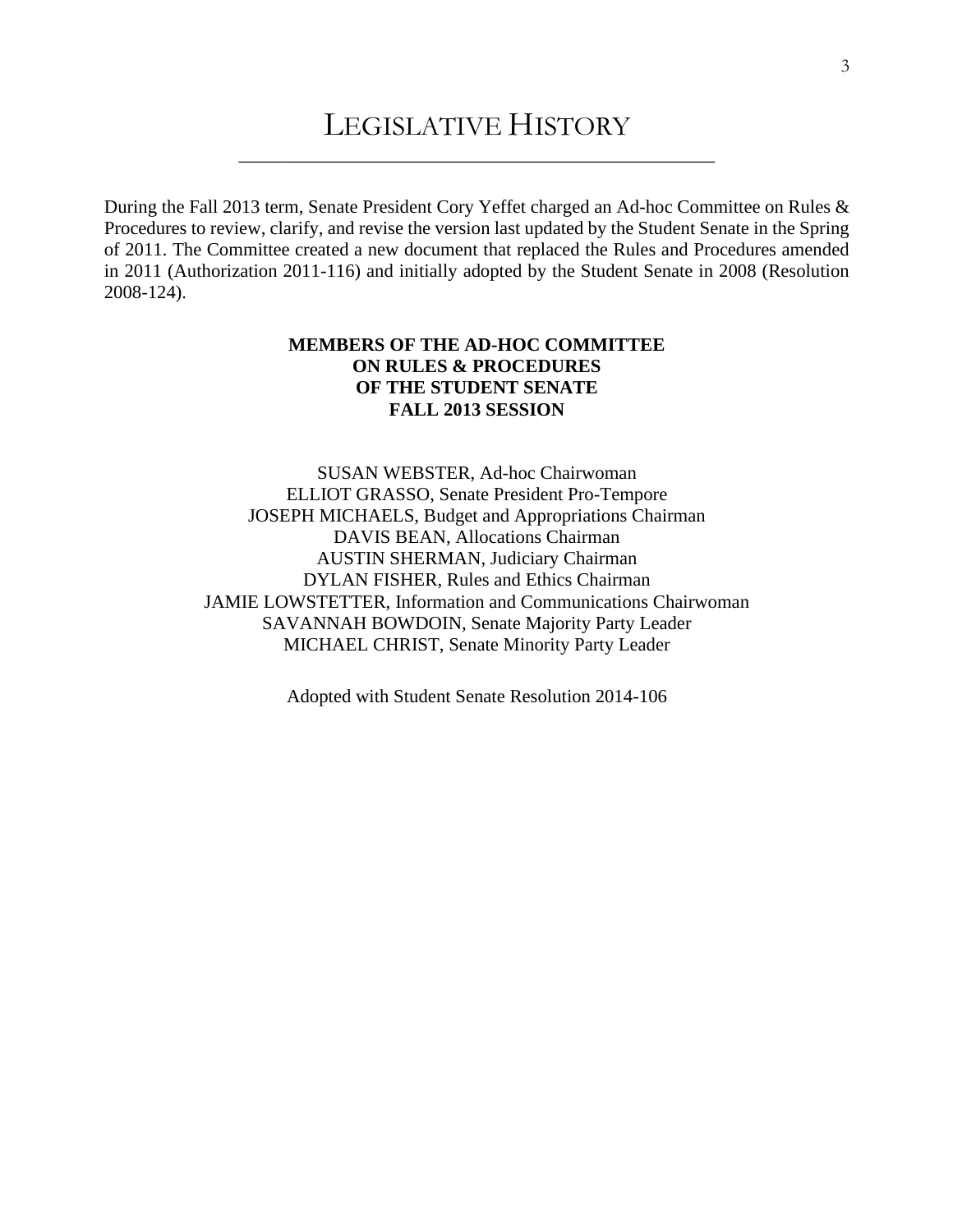# Legislative History

During the Fall 2013 term, Senate President Cory Yeffet charged an Ad-hoc Committee on Rules & Procedures to review, clarify, and revise the version last updated by the Student Senate in the Spring of 2011. The Committee created a new document that replaced the Rules and Procedures amended in 2011 (Authorization 2011-116) and initially adopted by the Student Senate in 2008 (Resolution 2008-124).

**MEMBERS OF THE AD-HOC COMMITTEE**
**ON RULES & PROCEDURES**
**OF THE STUDENT SENATE**
**FALL 2013 SESSION**

SUSAN WEBSTER, Ad-hoc Chairwoman
ELLIOT GRASSO, Senate President Pro-Tempore
JOSEPH MICHAELS, Budget and Appropriations Chairman
DAVIS BEAN, Allocations Chairman
AUSTIN SHERMAN, Judiciary Chairman
DYLAN FISHER, Rules and Ethics Chairman
JAMIE LOWSTETTER, Information and Communications Chairwoman
SAVANNAH BOWDOIN, Senate Majority Party Leader
MICHAEL CHRIST, Senate Minority Party Leader

Adopted with Student Senate Resolution 2014-106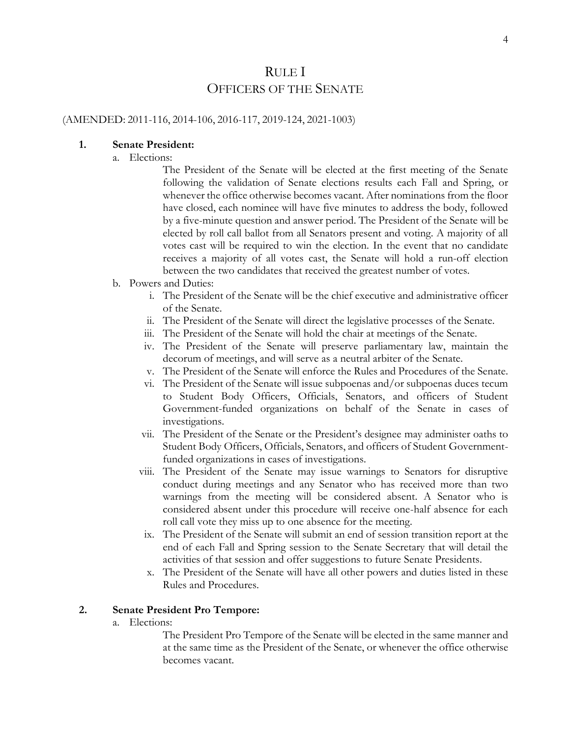# Rule I
## Officers of the Senate

(AMENDED: 2011-116, 2014-106, 2016-117, 2019-124, 2021-1003)

1. **Senate President:**
   a. Elections:

      The President of the Senate will be elected at the first meeting of the Senate following the validation of Senate elections results each Fall and Spring, or whenever the office otherwise becomes vacant. After nominations from the floor have closed, each nominee will have five minutes to address the body, followed by a five-minute question and answer period. The President of the Senate will be elected by roll call ballot from all Senators present and voting. A majority of all votes cast will be required to win the election. In the event that no candidate receives a majority of all votes cast, the Senate will hold a run-off election between the two candidates that received the greatest number of votes.

   b. Powers and Duties:
      i. The President of the Senate will be the chief executive and administrative officer of the Senate.
      ii. The President of the Senate will direct the legislative processes of the Senate.
      iii. The President of the Senate will hold the chair at meetings of the Senate.
      iv. The President of the Senate will preserve parliamentary law, maintain the decorum of meetings, and will serve as a neutral arbiter of the Senate.
      v. The President of the Senate will enforce the Rules and Procedures of the Senate.
      vi. The President of the Senate will issue subpoenas and/or subpoenas duces tecum to Student Body Officers, Officials, Senators, and officers of Student Government-funded organizations on behalf of the Senate in cases of investigations.
      vii. The President of the Senate or the President's designee may administer oaths to Student Body Officers, Officials, Senators, and officers of Student Government-funded organizations in cases of investigations.
      viii. The President of the Senate may issue warnings to Senators for disruptive conduct during meetings and any Senator who has received more than two warnings from the meeting will be considered absent. A Senator who is considered absent under this procedure will receive one-half absence for each roll call vote they miss up to one absence for the meeting.
      ix. The President of the Senate will submit an end of session transition report at the end of each Fall and Spring session to the Senate Secretary that will detail the activities of that session and offer suggestions to future Senate Presidents.
      x. The President of the Senate will have all other powers and duties listed in these Rules and Procedures.

2. **Senate President Pro Tempore:**
   a. Elections:

      The President Pro Tempore of the Senate will be elected in the same manner and at the same time as the President of the Senate, or whenever the office otherwise becomes vacant.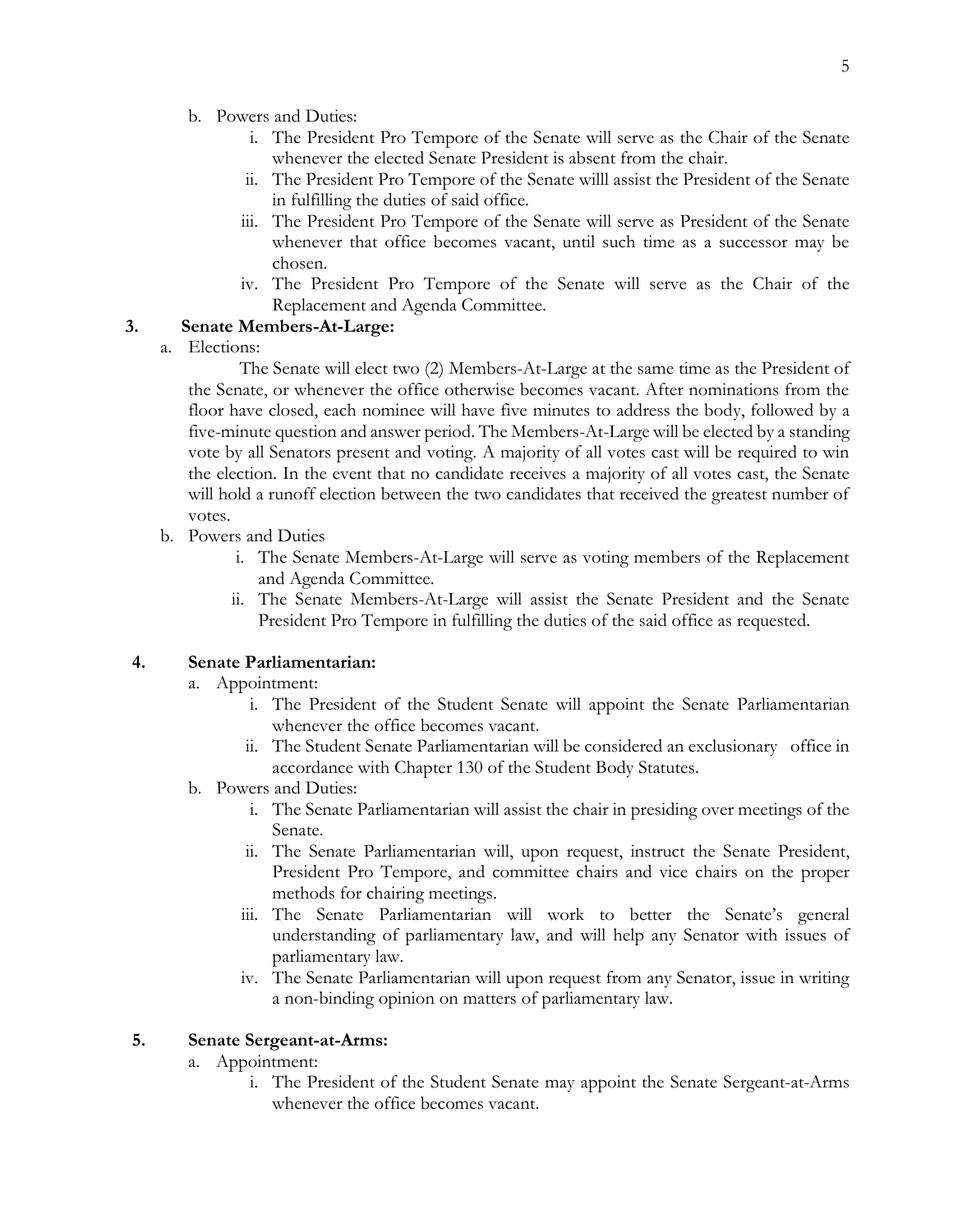b. Powers and Duties:
   i. The President Pro Tempore of the Senate will serve as the Chair of the Senate whenever the elected Senate President is absent from the chair.
   ii. The President Pro Tempore of the Senate willl assist the President of the Senate in fulfilling the duties of said office.
   iii. The President Pro Tempore of the Senate will serve as President of the Senate whenever that office becomes vacant, until such time as a successor may be chosen.
   iv. The President Pro Tempore of the Senate will serve as the Chair of the Replacement and Agenda Committee.

**3. Senate Members-At-Large:**

a. Elections:

The Senate will elect two (2) Members-At-Large at the same time as the President of the Senate, or whenever the office otherwise becomes vacant. After nominations from the floor have closed, each nominee will have five minutes to address the body, followed by a five-minute question and answer period. The Members-At-Large will be elected by a standing vote by all Senators present and voting. A majority of all votes cast will be required to win the election. In the event that no candidate receives a majority of all votes cast, the Senate will hold a runoff election between the two candidates that received the greatest number of votes.

b. Powers and Duties
   i. The Senate Members-At-Large will serve as voting members of the Replacement and Agenda Committee.
   ii. The Senate Members-At-Large will assist the Senate President and the Senate President Pro Tempore in fulfilling the duties of the said office as requested.

**4. Senate Parliamentarian:**

a. Appointment:
   i. The President of the Student Senate will appoint the Senate Parliamentarian whenever the office becomes vacant.
   ii. The Student Senate Parliamentarian will be considered an exclusionary office in accordance with Chapter 130 of the Student Body Statutes.

b. Powers and Duties:
   i. The Senate Parliamentarian will assist the chair in presiding over meetings of the Senate.
   ii. The Senate Parliamentarian will, upon request, instruct the Senate President, President Pro Tempore, and committee chairs and vice chairs on the proper methods for chairing meetings.
   iii. The Senate Parliamentarian will work to better the Senate's general understanding of parliamentary law, and will help any Senator with issues of parliamentary law.
   iv. The Senate Parliamentarian will upon request from any Senator, issue in writing a non-binding opinion on matters of parliamentary law.

**5. Senate Sergeant-at-Arms:**

a. Appointment:
   i. The President of the Student Senate may appoint the Senate Sergeant-at-Arms whenever the office becomes vacant.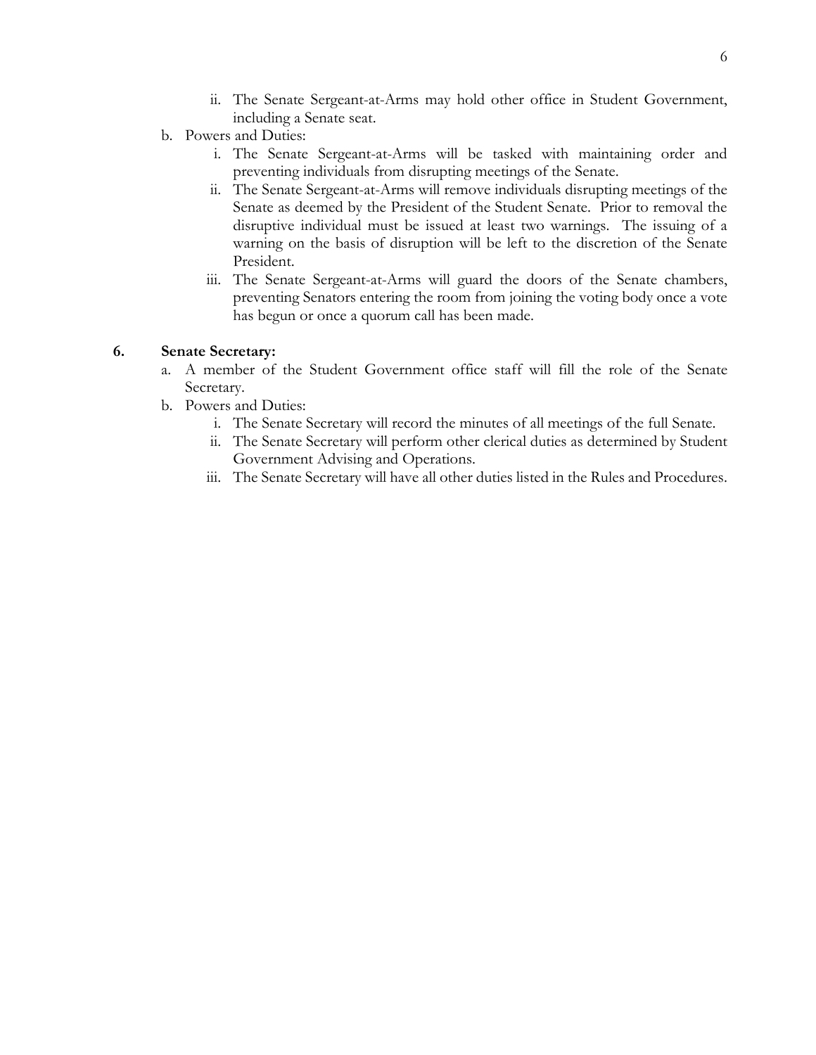- ii. The Senate Sergeant-at-Arms may hold other office in Student Government, including a Senate seat.

b. Powers and Duties:
   - i. The Senate Sergeant-at-Arms will be tasked with maintaining order and preventing individuals from disrupting meetings of the Senate.
   - ii. The Senate Sergeant-at-Arms will remove individuals disrupting meetings of the Senate as deemed by the President of the Student Senate. Prior to removal the disruptive individual must be issued at least two warnings. The issuing of a warning on the basis of disruption will be left to the discretion of the Senate President.
   - iii. The Senate Sergeant-at-Arms will guard the doors of the Senate chambers, preventing Senators entering the room from joining the voting body once a vote has begun or once a quorum call has been made.

**6. Senate Secretary:**

a. A member of the Student Government office staff will fill the role of the Senate Secretary.

b. Powers and Duties:
   - i. The Senate Secretary will record the minutes of all meetings of the full Senate.
   - ii. The Senate Secretary will perform other clerical duties as determined by Student Government Advising and Operations.
   - iii. The Senate Secretary will have all other duties listed in the Rules and Procedures.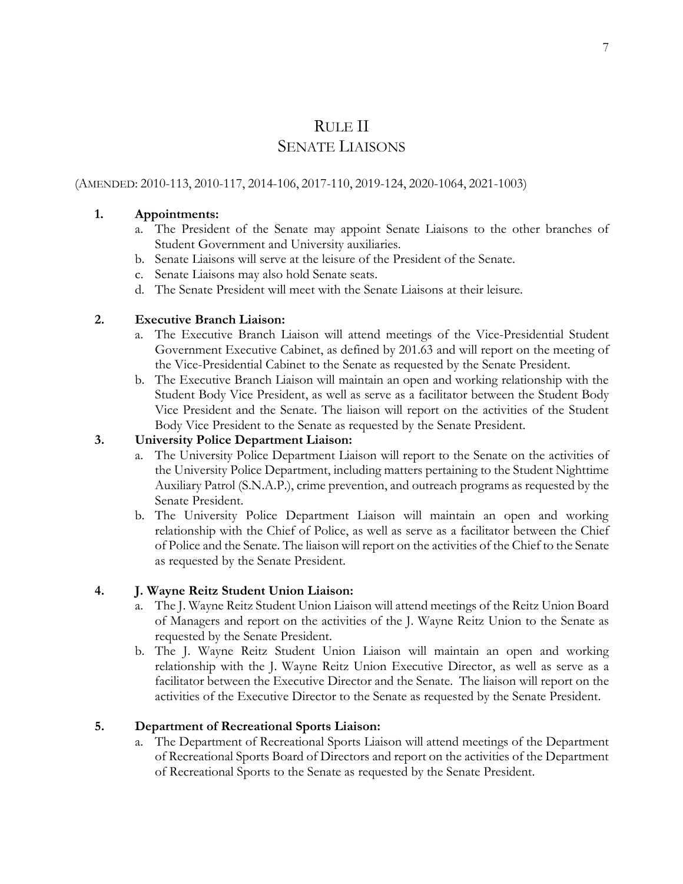# RULE II
# SENATE LIAISONS

(AMENDED: 2010-113, 2010-117, 2014-106, 2017-110, 2019-124, 2020-1064, 2021-1003)

**1. Appointments:**

a. The President of the Senate may appoint Senate Liaisons to the other branches of Student Government and University auxiliaries.

b. Senate Liaisons will serve at the leisure of the President of the Senate.

c. Senate Liaisons may also hold Senate seats.

d. The Senate President will meet with the Senate Liaisons at their leisure.

**2. Executive Branch Liaison:**

a. The Executive Branch Liaison will attend meetings of the Vice-Presidential Student Government Executive Cabinet, as defined by 201.63 and will report on the meeting of the Vice-Presidential Cabinet to the Senate as requested by the Senate President.

b. The Executive Branch Liaison will maintain an open and working relationship with the Student Body Vice President, as well as serve as a facilitator between the Student Body Vice President and the Senate. The liaison will report on the activities of the Student Body Vice President to the Senate as requested by the Senate President.

**3. University Police Department Liaison:**

a. The University Police Department Liaison will report to the Senate on the activities of the University Police Department, including matters pertaining to the Student Nighttime Auxiliary Patrol (S.N.A.P.), crime prevention, and outreach programs as requested by the Senate President.

b. The University Police Department Liaison will maintain an open and working relationship with the Chief of Police, as well as serve as a facilitator between the Chief of Police and the Senate. The liaison will report on the activities of the Chief to the Senate as requested by the Senate President.

**4. J. Wayne Reitz Student Union Liaison:**

a. The J. Wayne Reitz Student Union Liaison will attend meetings of the Reitz Union Board of Managers and report on the activities of the J. Wayne Reitz Union to the Senate as requested by the Senate President.

b. The J. Wayne Reitz Student Union Liaison will maintain an open and working relationship with the J. Wayne Reitz Union Executive Director, as well as serve as a facilitator between the Executive Director and the Senate. The liaison will report on the activities of the Executive Director to the Senate as requested by the Senate President.

**5. Department of Recreational Sports Liaison:**

a. The Department of Recreational Sports Liaison will attend meetings of the Department of Recreational Sports Board of Directors and report on the activities of the Department of Recreational Sports to the Senate as requested by the Senate President.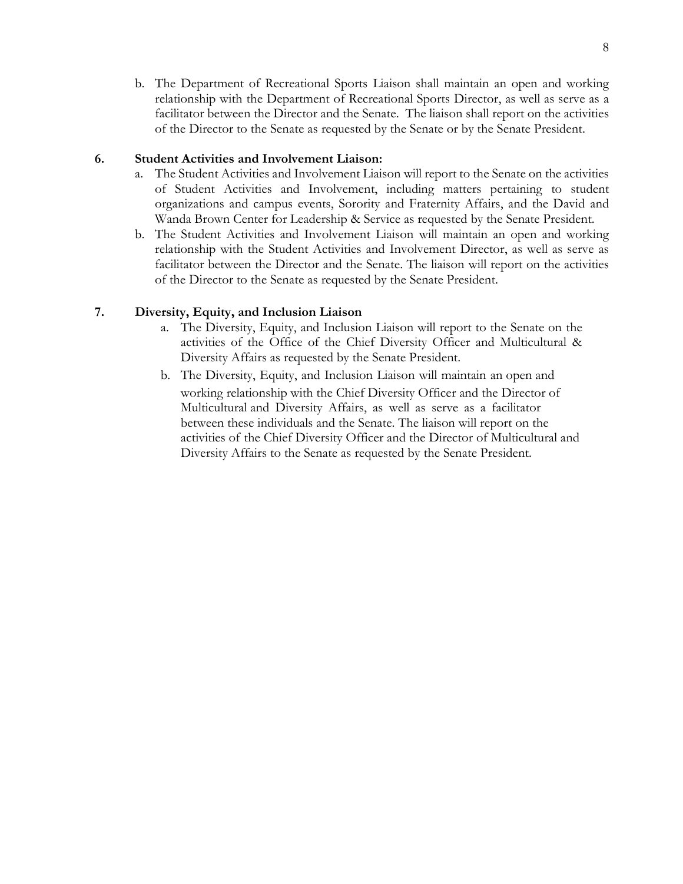b. The Department of Recreational Sports Liaison shall maintain an open and working relationship with the Department of Recreational Sports Director, as well as serve as a facilitator between the Director and the Senate. The liaison shall report on the activities of the Director to the Senate as requested by the Senate or by the Senate President.

**6. Student Activities and Involvement Liaison:**

a. The Student Activities and Involvement Liaison will report to the Senate on the activities of Student Activities and Involvement, including matters pertaining to student organizations and campus events, Sorority and Fraternity Affairs, and the David and Wanda Brown Center for Leadership & Service as requested by the Senate President.

b. The Student Activities and Involvement Liaison will maintain an open and working relationship with the Student Activities and Involvement Director, as well as serve as facilitator between the Director and the Senate. The liaison will report on the activities of the Director to the Senate as requested by the Senate President.

**7. Diversity, Equity, and Inclusion Liaison**

a. The Diversity, Equity, and Inclusion Liaison will report to the Senate on the activities of the Office of the Chief Diversity Officer and Multicultural & Diversity Affairs as requested by the Senate President.

b. The Diversity, Equity, and Inclusion Liaison will maintain an open and working relationship with the Chief Diversity Officer and the Director of Multicultural and Diversity Affairs, as well as serve as a facilitator between these individuals and the Senate. The liaison will report on the activities of the Chief Diversity Officer and the Director of Multicultural and Diversity Affairs to the Senate as requested by the Senate President.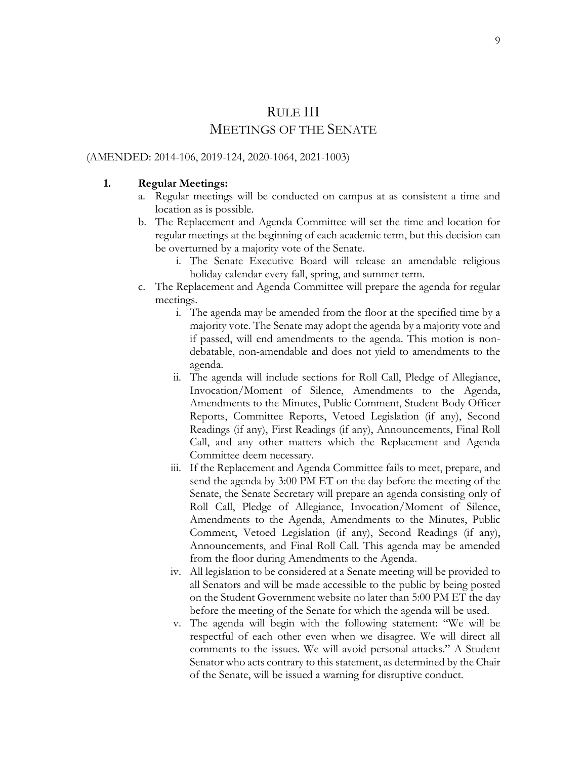# Rule III
## Meetings of the Senate

(AMENDED: 2014-106, 2019-124, 2020-1064, 2021-1003)

1. **Regular Meetings:**
   a. Regular meetings will be conducted on campus at as consistent a time and location as is possible.
   b. The Replacement and Agenda Committee will set the time and location for regular meetings at the beginning of each academic term, but this decision can be overturned by a majority vote of the Senate.
      i. The Senate Executive Board will release an amendable religious holiday calendar every fall, spring, and summer term.
   c. The Replacement and Agenda Committee will prepare the agenda for regular meetings.
      i. The agenda may be amended from the floor at the specified time by a majority vote. The Senate may adopt the agenda by a majority vote and if passed, will end amendments to the agenda. This motion is non-debatable, non-amendable and does not yield to amendments to the agenda.
      ii. The agenda will include sections for Roll Call, Pledge of Allegiance, Invocation/Moment of Silence, Amendments to the Agenda, Amendments to the Minutes, Public Comment, Student Body Officer Reports, Committee Reports, Vetoed Legislation (if any), Second Readings (if any), First Readings (if any), Announcements, Final Roll Call, and any other matters which the Replacement and Agenda Committee deem necessary.
      iii. If the Replacement and Agenda Committee fails to meet, prepare, and send the agenda by 3:00 PM ET on the day before the meeting of the Senate, the Senate Secretary will prepare an agenda consisting only of Roll Call, Pledge of Allegiance, Invocation/Moment of Silence, Amendments to the Agenda, Amendments to the Minutes, Public Comment, Vetoed Legislation (if any), Second Readings (if any), Announcements, and Final Roll Call. This agenda may be amended from the floor during Amendments to the Agenda.
      iv. All legislation to be considered at a Senate meeting will be provided to all Senators and will be made accessible to the public by being posted on the Student Government website no later than 5:00 PM ET the day before the meeting of the Senate for which the agenda will be used.
      v. The agenda will begin with the following statement: "We will be respectful of each other even when we disagree. We will direct all comments to the issues. We will avoid personal attacks." A Student Senator who acts contrary to this statement, as determined by the Chair of the Senate, will be issued a warning for disruptive conduct.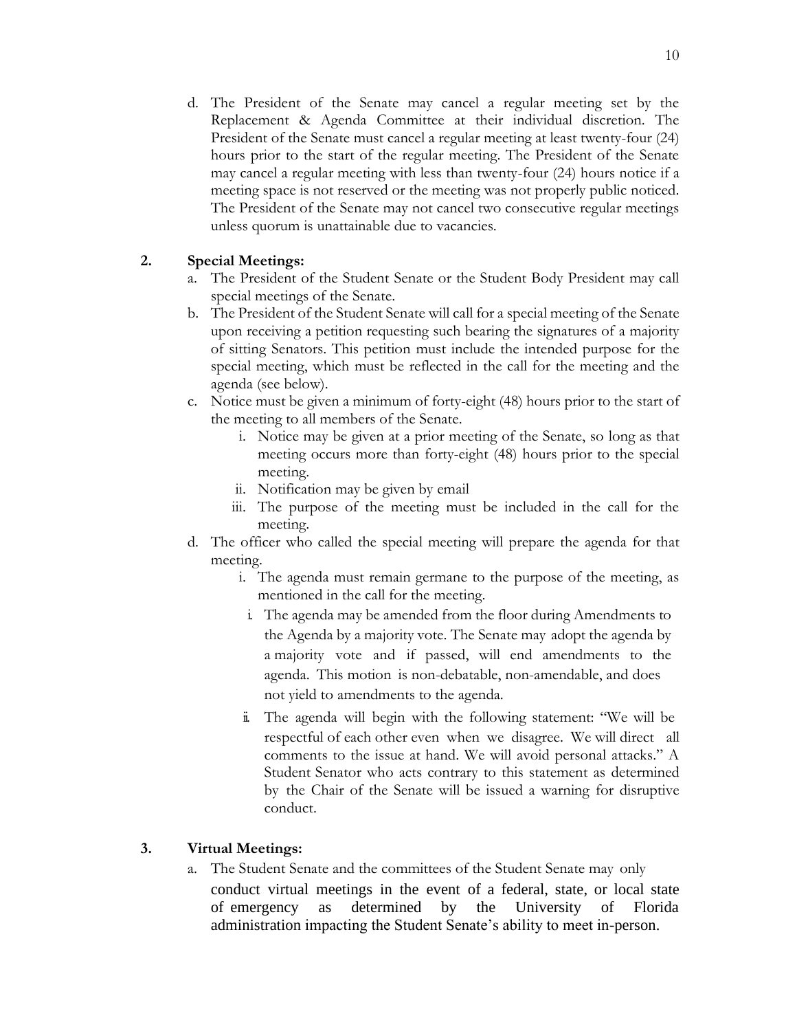d. The President of the Senate may cancel a regular meeting set by the Replacement & Agenda Committee at their individual discretion. The President of the Senate must cancel a regular meeting at least twenty-four (24) hours prior to the start of the regular meeting. The President of the Senate may cancel a regular meeting with less than twenty-four (24) hours notice if a meeting space is not reserved or the meeting was not properly public noticed. The President of the Senate may not cancel two consecutive regular meetings unless quorum is unattainable due to vacancies.

**2. Special Meetings:**

a. The President of the Student Senate or the Student Body President may call special meetings of the Senate.

b. The President of the Student Senate will call for a special meeting of the Senate upon receiving a petition requesting such bearing the signatures of a majority of sitting Senators. This petition must include the intended purpose for the special meeting, which must be reflected in the call for the meeting and the agenda (see below).

c. Notice must be given a minimum of forty-eight (48) hours prior to the start of the meeting to all members of the Senate.

   i. Notice may be given at a prior meeting of the Senate, so long as that meeting occurs more than forty-eight (48) hours prior to the special meeting.

   ii. Notification may be given by email

   iii. The purpose of the meeting must be included in the call for the meeting.

d. The officer who called the special meeting will prepare the agenda for that meeting.

   i. The agenda must remain germane to the purpose of the meeting, as mentioned in the call for the meeting.

   i. The agenda may be amended from the floor during Amendments to the Agenda by a majority vote. The Senate may adopt the agenda by a majority vote and if passed, will end amendments to the agenda. This motion is non-debatable, non-amendable, and does not yield to amendments to the agenda.

   ii. The agenda will begin with the following statement: "We will be respectful of each other even when we disagree. We will direct all comments to the issue at hand. We will avoid personal attacks." A Student Senator who acts contrary to this statement as determined by the Chair of the Senate will be issued a warning for disruptive conduct.

**3. Virtual Meetings:**

a. The Student Senate and the committees of the Student Senate may only conduct virtual meetings in the event of a federal, state, or local state of emergency as determined by the University of Florida administration impacting the Student Senate's ability to meet in-person.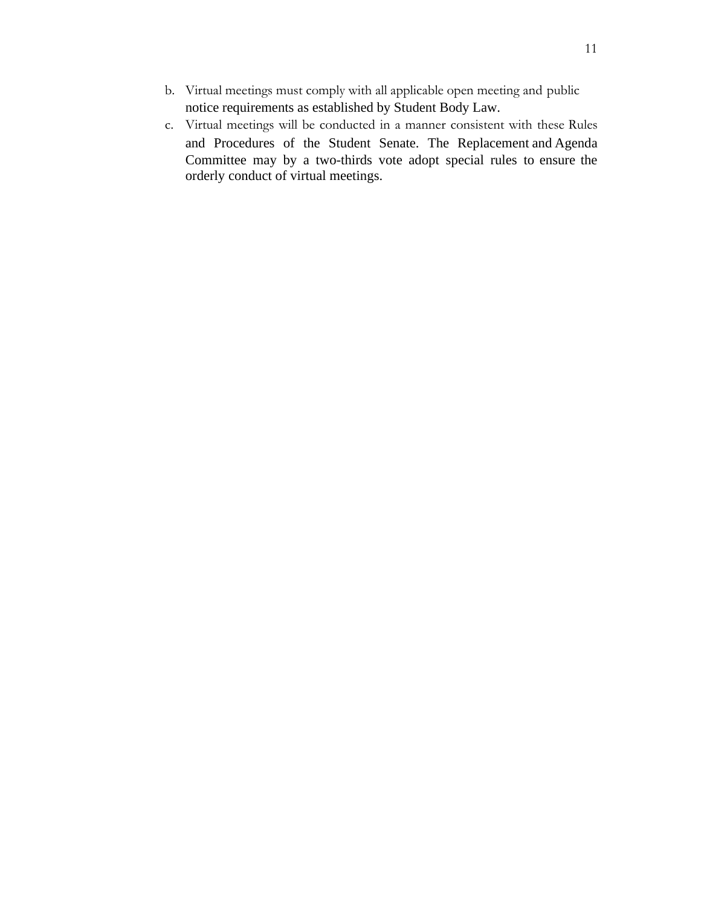b. Virtual meetings must comply with all applicable open meeting and public notice requirements as established by Student Body Law.

c. Virtual meetings will be conducted in a manner consistent with these Rules and Procedures of the Student Senate. The Replacement and Agenda Committee may by a two-thirds vote adopt special rules to ensure the orderly conduct of virtual meetings.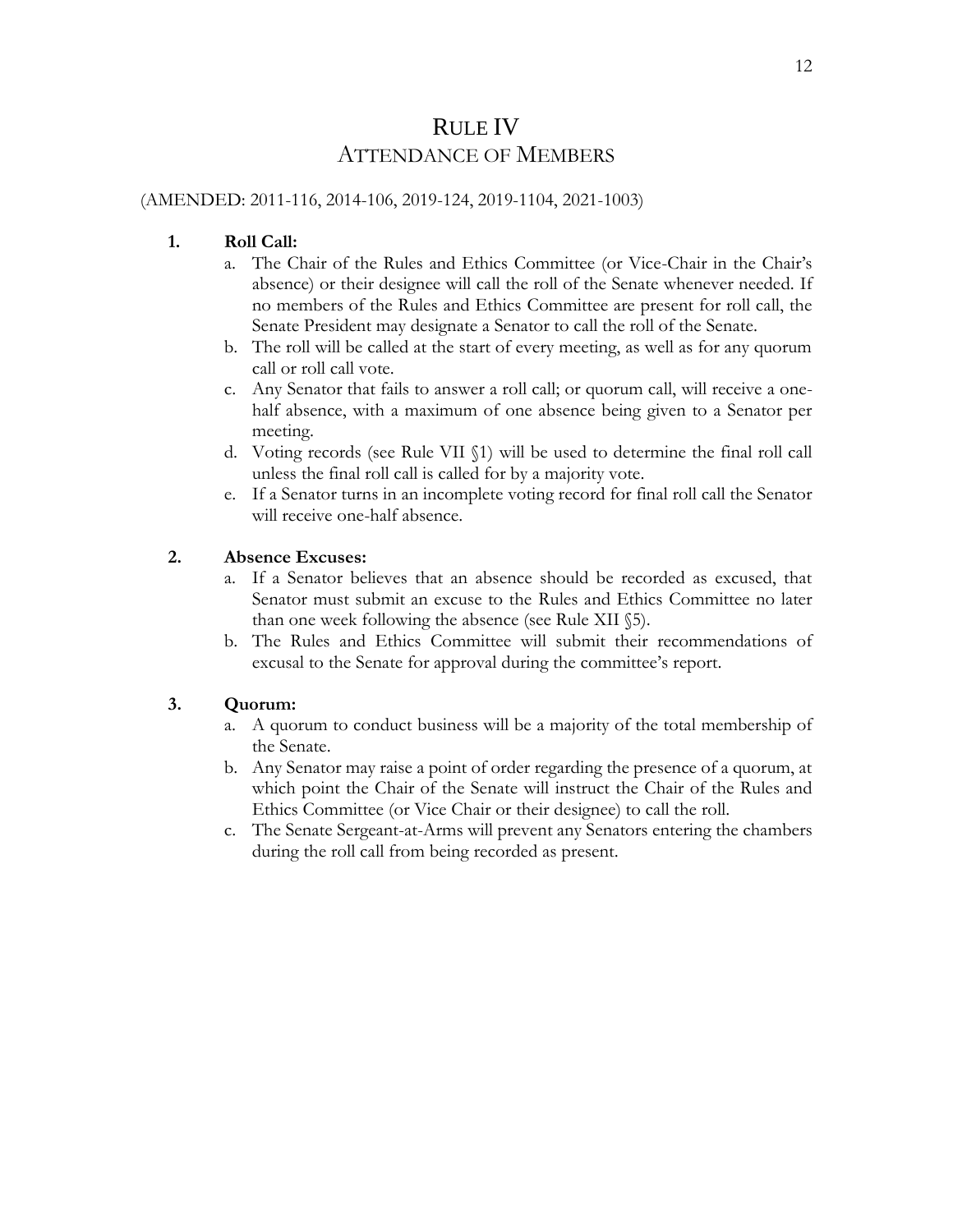# RULE IV
## ATTENDANCE OF MEMBERS

(AMENDED: 2011-116, 2014-106, 2019-124, 2019-1104, 2021-1003)

**1. Roll Call:**

a. The Chair of the Rules and Ethics Committee (or Vice-Chair in the Chair's absence) or their designee will call the roll of the Senate whenever needed. If no members of the Rules and Ethics Committee are present for roll call, the Senate President may designate a Senator to call the roll of the Senate.

b. The roll will be called at the start of every meeting, as well as for any quorum call or roll call vote.

c. Any Senator that fails to answer a roll call; or quorum call, will receive a one-half absence, with a maximum of one absence being given to a Senator per meeting.

d. Voting records (see Rule VII §1) will be used to determine the final roll call unless the final roll call is called for by a majority vote.

e. If a Senator turns in an incomplete voting record for final roll call the Senator will receive one-half absence.

**2. Absence Excuses:**

a. If a Senator believes that an absence should be recorded as excused, that Senator must submit an excuse to the Rules and Ethics Committee no later than one week following the absence (see Rule XII §5).

b. The Rules and Ethics Committee will submit their recommendations of excusal to the Senate for approval during the committee's report.

**3. Quorum:**

a. A quorum to conduct business will be a majority of the total membership of the Senate.

b. Any Senator may raise a point of order regarding the presence of a quorum, at which point the Chair of the Senate will instruct the Chair of the Rules and Ethics Committee (or Vice Chair or their designee) to call the roll.

c. The Senate Sergeant-at-Arms will prevent any Senators entering the chambers during the roll call from being recorded as present.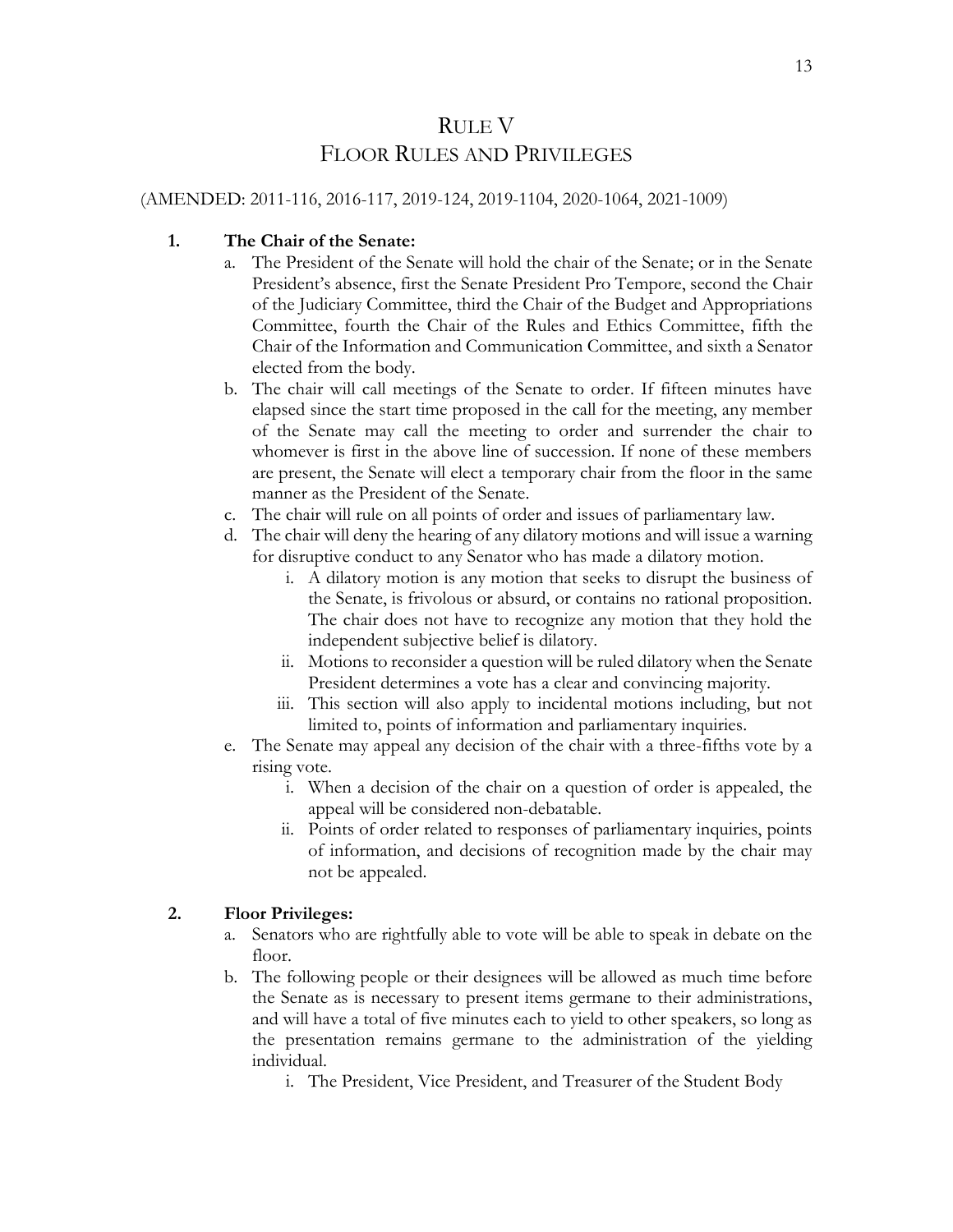# RULE V
# FLOOR RULES AND PRIVILEGES

(AMENDED: 2011-116, 2016-117, 2019-124, 2019-1104, 2020-1064, 2021-1009)

1. **The Chair of the Senate:**
   a. The President of the Senate will hold the chair of the Senate; or in the Senate President's absence, first the Senate President Pro Tempore, second the Chair of the Judiciary Committee, third the Chair of the Budget and Appropriations Committee, fourth the Chair of the Rules and Ethics Committee, fifth the Chair of the Information and Communication Committee, and sixth a Senator elected from the body.
   b. The chair will call meetings of the Senate to order. If fifteen minutes have elapsed since the start time proposed in the call for the meeting, any member of the Senate may call the meeting to order and surrender the chair to whomever is first in the above line of succession. If none of these members are present, the Senate will elect a temporary chair from the floor in the same manner as the President of the Senate.
   c. The chair will rule on all points of order and issues of parliamentary law.
   d. The chair will deny the hearing of any dilatory motions and will issue a warning for disruptive conduct to any Senator who has made a dilatory motion.
      i. A dilatory motion is any motion that seeks to disrupt the business of the Senate, is frivolous or absurd, or contains no rational proposition. The chair does not have to recognize any motion that they hold the independent subjective belief is dilatory.
      ii. Motions to reconsider a question will be ruled dilatory when the Senate President determines a vote has a clear and convincing majority.
      iii. This section will also apply to incidental motions including, but not limited to, points of information and parliamentary inquiries.
   e. The Senate may appeal any decision of the chair with a three-fifths vote by a rising vote.
      i. When a decision of the chair on a question of order is appealed, the appeal will be considered non-debatable.
      ii. Points of order related to responses of parliamentary inquiries, points of information, and decisions of recognition made by the chair may not be appealed.

2. **Floor Privileges:**
   a. Senators who are rightfully able to vote will be able to speak in debate on the floor.
   b. The following people or their designees will be allowed as much time before the Senate as is necessary to present items germane to their administrations, and will have a total of five minutes each to yield to other speakers, so long as the presentation remains germane to the administration of the yielding individual.
      i. The President, Vice President, and Treasurer of the Student Body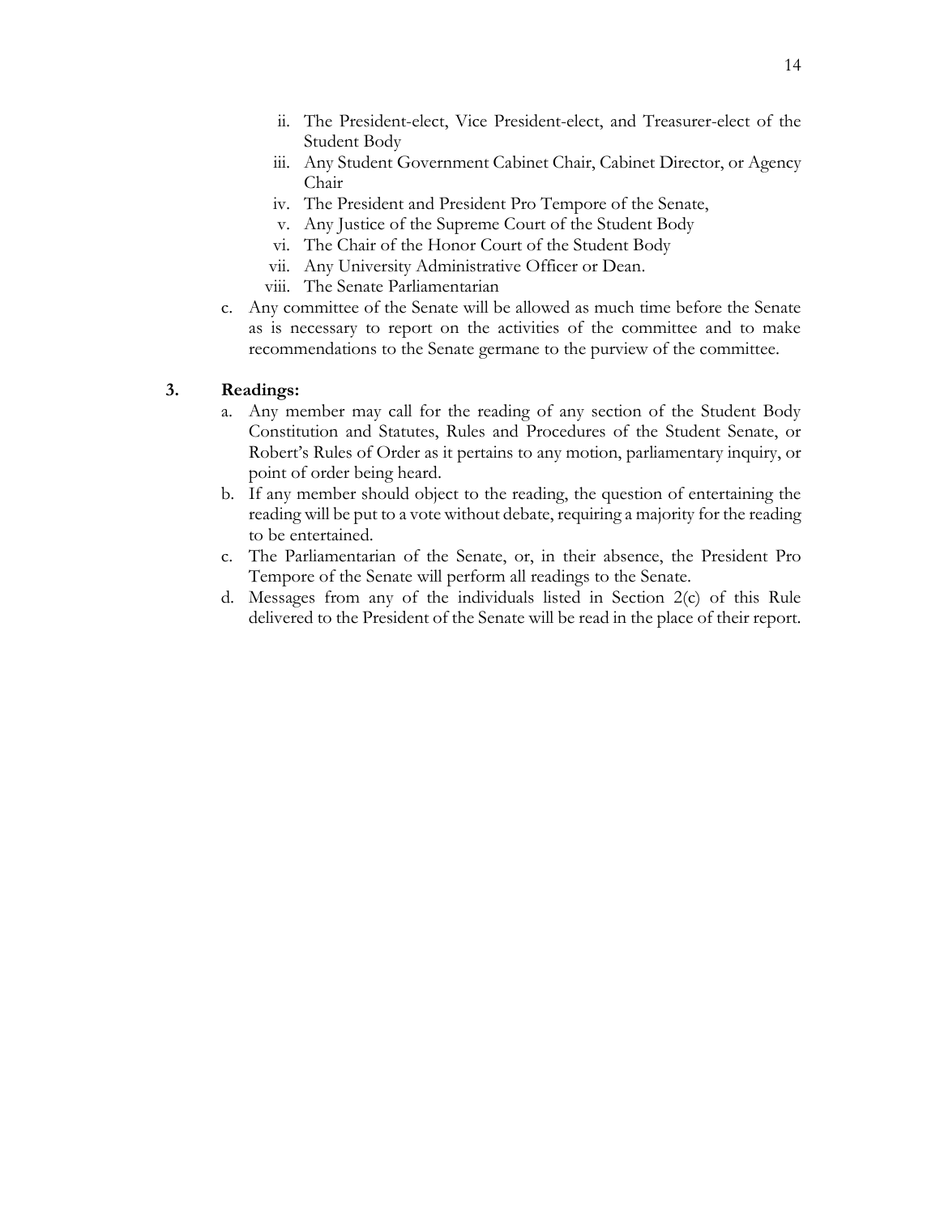ii. The President-elect, Vice President-elect, and Treasurer-elect of the Student Body
   iii. Any Student Government Cabinet Chair, Cabinet Director, or Agency Chair
   iv. The President and President Pro Tempore of the Senate,
   v. Any Justice of the Supreme Court of the Student Body
   vi. The Chair of the Honor Court of the Student Body
   vii. Any University Administrative Officer or Dean.
   viii. The Senate Parliamentarian

c. Any committee of the Senate will be allowed as much time before the Senate as is necessary to report on the activities of the committee and to make recommendations to the Senate germane to the purview of the committee.

**3. Readings:**

a. Any member may call for the reading of any section of the Student Body Constitution and Statutes, Rules and Procedures of the Student Senate, or Robert's Rules of Order as it pertains to any motion, parliamentary inquiry, or point of order being heard.

b. If any member should object to the reading, the question of entertaining the reading will be put to a vote without debate, requiring a majority for the reading to be entertained.

c. The Parliamentarian of the Senate, or, in their absence, the President Pro Tempore of the Senate will perform all readings to the Senate.

d. Messages from any of the individuals listed in Section 2(c) of this Rule delivered to the President of the Senate will be read in the place of their report.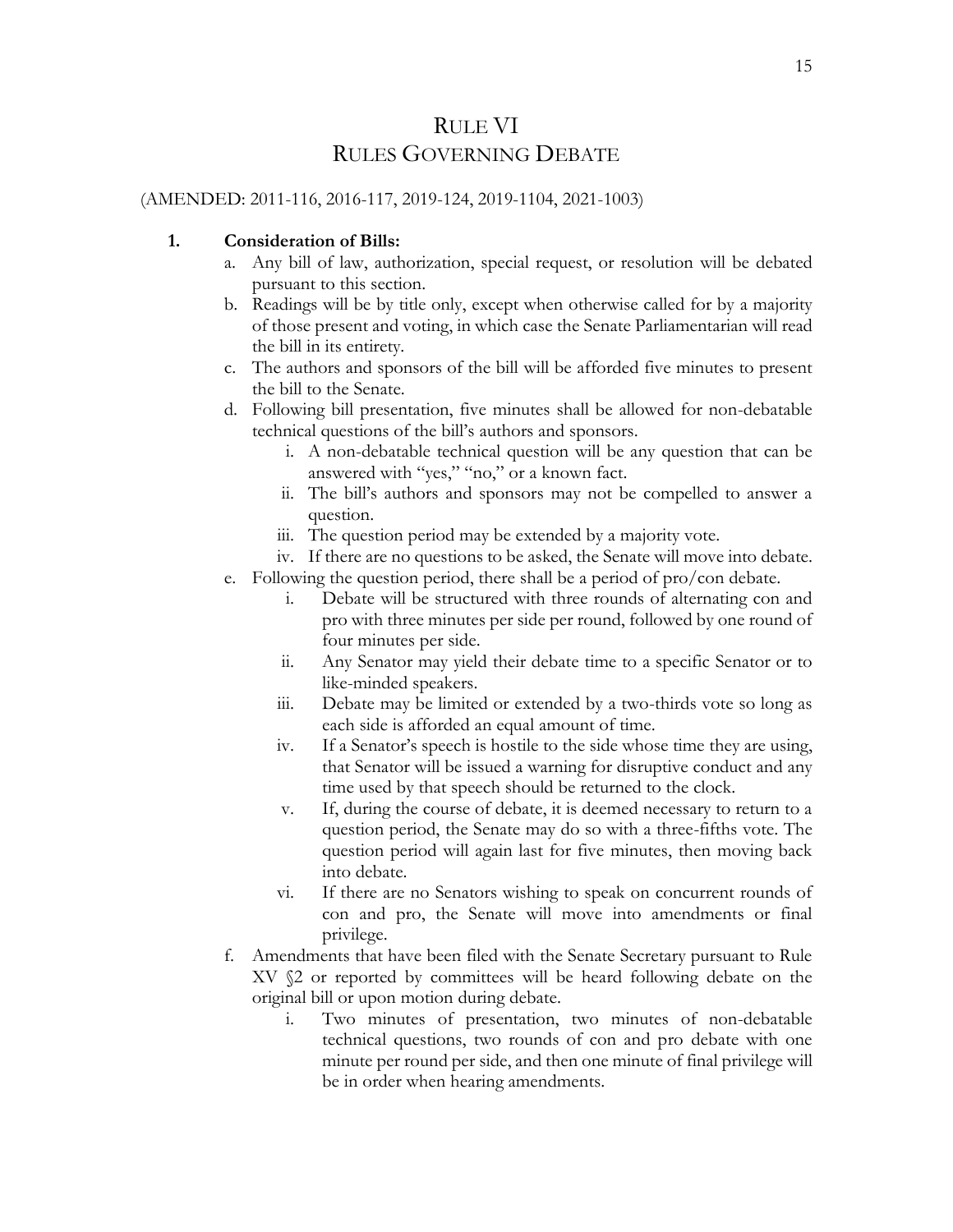# RULE VI
# RULES GOVERNING DEBATE

(AMENDED: 2011-116, 2016-117, 2019-124, 2019-1104, 2021-1003)

1. **Consideration of Bills:**
   a. Any bill of law, authorization, special request, or resolution will be debated pursuant to this section.
   b. Readings will be by title only, except when otherwise called for by a majority of those present and voting, in which case the Senate Parliamentarian will read the bill in its entirety.
   c. The authors and sponsors of the bill will be afforded five minutes to present the bill to the Senate.
   d. Following bill presentation, five minutes shall be allowed for non-debatable technical questions of the bill's authors and sponsors.
      i. A non-debatable technical question will be any question that can be answered with "yes," "no," or a known fact.
      ii. The bill's authors and sponsors may not be compelled to answer a question.
      iii. The question period may be extended by a majority vote.
      iv. If there are no questions to be asked, the Senate will move into debate.
   e. Following the question period, there shall be a period of pro/con debate.
      i. Debate will be structured with three rounds of alternating con and pro with three minutes per side per round, followed by one round of four minutes per side.
      ii. Any Senator may yield their debate time to a specific Senator or to like-minded speakers.
      iii. Debate may be limited or extended by a two-thirds vote so long as each side is afforded an equal amount of time.
      iv. If a Senator's speech is hostile to the side whose time they are using, that Senator will be issued a warning for disruptive conduct and any time used by that speech should be returned to the clock.
      v. If, during the course of debate, it is deemed necessary to return to a question period, the Senate may do so with a three-fifths vote. The question period will again last for five minutes, then moving back into debate.
      vi. If there are no Senators wishing to speak on concurrent rounds of con and pro, the Senate will move into amendments or final privilege.
   f. Amendments that have been filed with the Senate Secretary pursuant to Rule XV §2 or reported by committees will be heard following debate on the original bill or upon motion during debate.
      i. Two minutes of presentation, two minutes of non-debatable technical questions, two rounds of con and pro debate with one minute per round per side, and then one minute of final privilege will be in order when hearing amendments.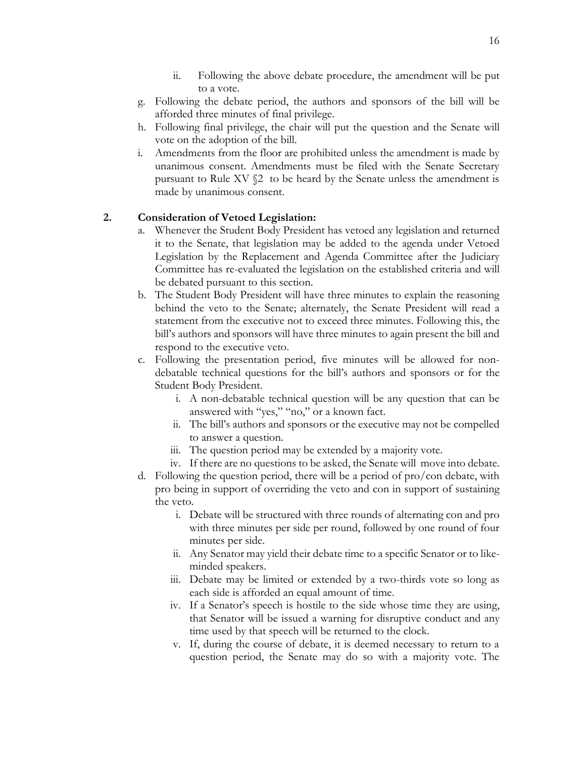- ii. Following the above debate procedure, the amendment will be put to a vote.

- g. Following the debate period, the authors and sponsors of the bill will be afforded three minutes of final privilege.
- h. Following final privilege, the chair will put the question and the Senate will vote on the adoption of the bill.
- i. Amendments from the floor are prohibited unless the amendment is made by unanimous consent. Amendments must be filed with the Senate Secretary pursuant to Rule XV §2 to be heard by the Senate unless the amendment is made by unanimous consent.

**2. Consideration of Vetoed Legislation:**

- a. Whenever the Student Body President has vetoed any legislation and returned it to the Senate, that legislation may be added to the agenda under Vetoed Legislation by the Replacement and Agenda Committee after the Judiciary Committee has re-evaluated the legislation on the established criteria and will be debated pursuant to this section.
- b. The Student Body President will have three minutes to explain the reasoning behind the veto to the Senate; alternately, the Senate President will read a statement from the executive not to exceed three minutes. Following this, the bill's authors and sponsors will have three minutes to again present the bill and respond to the executive veto.
- c. Following the presentation period, five minutes will be allowed for non-debatable technical questions for the bill's authors and sponsors or for the Student Body President.
   - i. A non-debatable technical question will be any question that can be answered with "yes," "no," or a known fact.
   - ii. The bill's authors and sponsors or the executive may not be compelled to answer a question.
   - iii. The question period may be extended by a majority vote.
   - iv. If there are no questions to be asked, the Senate will move into debate.
- d. Following the question period, there will be a period of pro/con debate, with pro being in support of overriding the veto and con in support of sustaining the veto.
   - i. Debate will be structured with three rounds of alternating con and pro with three minutes per side per round, followed by one round of four minutes per side.
   - ii. Any Senator may yield their debate time to a specific Senator or to like-minded speakers.
   - iii. Debate may be limited or extended by a two-thirds vote so long as each side is afforded an equal amount of time.
   - iv. If a Senator's speech is hostile to the side whose time they are using, that Senator will be issued a warning for disruptive conduct and any time used by that speech will be returned to the clock.
   - v. If, during the course of debate, it is deemed necessary to return to a question period, the Senate may do so with a majority vote. The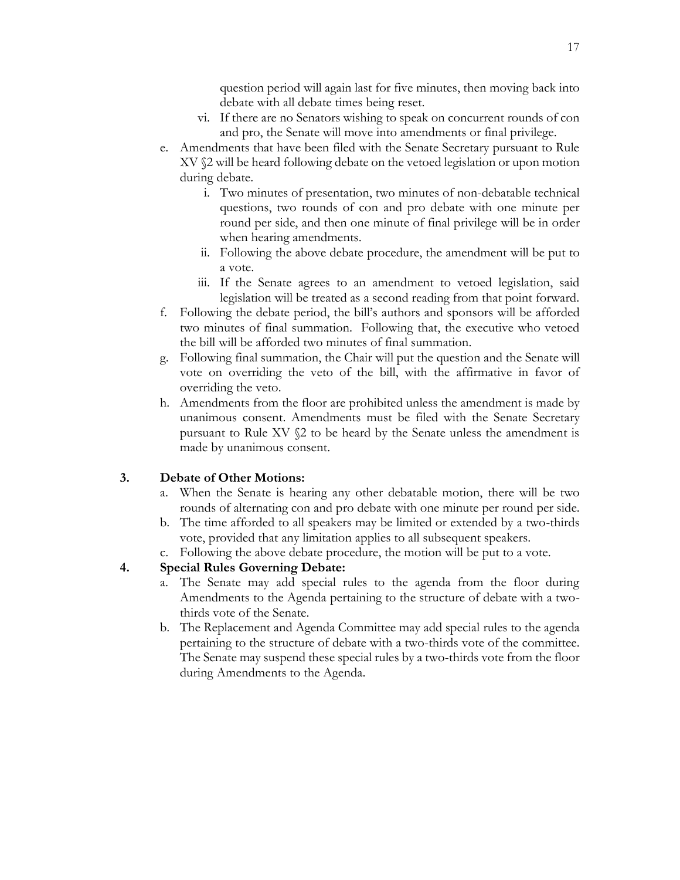question period will again last for five minutes, then moving back into debate with all debate times being reset.

   vi. If there are no Senators wishing to speak on concurrent rounds of con and pro, the Senate will move into amendments or final privilege.

e. Amendments that have been filed with the Senate Secretary pursuant to Rule XV §2 will be heard following debate on the vetoed legislation or upon motion during debate.
   i. Two minutes of presentation, two minutes of non-debatable technical questions, two rounds of con and pro debate with one minute per round per side, and then one minute of final privilege will be in order when hearing amendments.
   ii. Following the above debate procedure, the amendment will be put to a vote.
   iii. If the Senate agrees to an amendment to vetoed legislation, said legislation will be treated as a second reading from that point forward.
f. Following the debate period, the bill's authors and sponsors will be afforded two minutes of final summation. Following that, the executive who vetoed the bill will be afforded two minutes of final summation.
g. Following final summation, the Chair will put the question and the Senate will vote on overriding the veto of the bill, with the affirmative in favor of overriding the veto.
h. Amendments from the floor are prohibited unless the amendment is made by unanimous consent. Amendments must be filed with the Senate Secretary pursuant to Rule XV §2 to be heard by the Senate unless the amendment is made by unanimous consent.

**3. Debate of Other Motions:**

a. When the Senate is hearing any other debatable motion, there will be two rounds of alternating con and pro debate with one minute per round per side.
b. The time afforded to all speakers may be limited or extended by a two-thirds vote, provided that any limitation applies to all subsequent speakers.
c. Following the above debate procedure, the motion will be put to a vote.

**4. Special Rules Governing Debate:**

a. The Senate may add special rules to the agenda from the floor during Amendments to the Agenda pertaining to the structure of debate with a two-thirds vote of the Senate.
b. The Replacement and Agenda Committee may add special rules to the agenda pertaining to the structure of debate with a two-thirds vote of the committee. The Senate may suspend these special rules by a two-thirds vote from the floor during Amendments to the Agenda.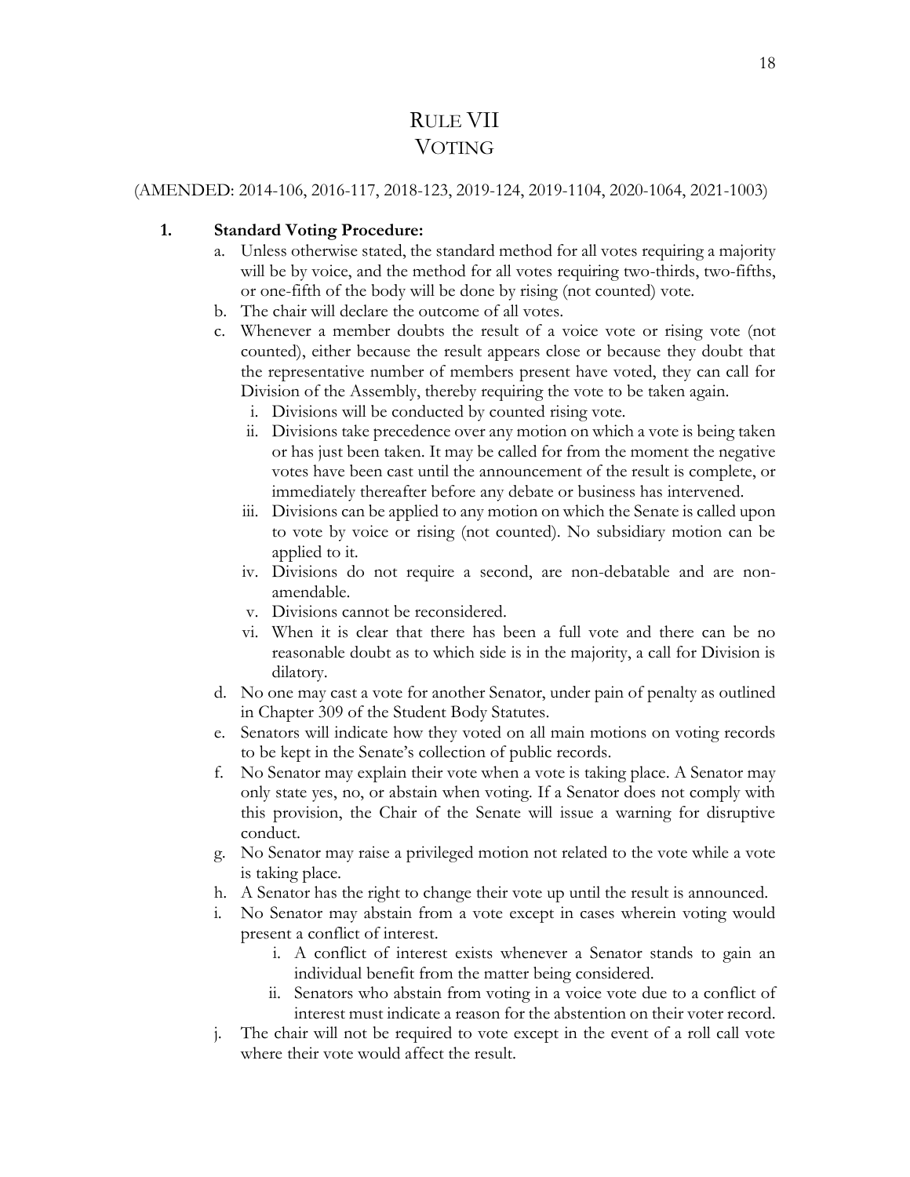# RULE VII
# VOTING

(AMENDED: 2014-106, 2016-117, 2018-123, 2019-124, 2019-1104, 2020-1064, 2021-1003)

1. **Standard Voting Procedure:**
   a. Unless otherwise stated, the standard method for all votes requiring a majority will be by voice, and the method for all votes requiring two-thirds, two-fifths, or one-fifth of the body will be done by rising (not counted) vote.
   b. The chair will declare the outcome of all votes.
   c. Whenever a member doubts the result of a voice vote or rising vote (not counted), either because the result appears close or because they doubt that the representative number of members present have voted, they can call for Division of the Assembly, thereby requiring the vote to be taken again.
      i. Divisions will be conducted by counted rising vote.
      ii. Divisions take precedence over any motion on which a vote is being taken or has just been taken. It may be called for from the moment the negative votes have been cast until the announcement of the result is complete, or immediately thereafter before any debate or business has intervened.
      iii. Divisions can be applied to any motion on which the Senate is called upon to vote by voice or rising (not counted). No subsidiary motion can be applied to it.
      iv. Divisions do not require a second, are non-debatable and are non-amendable.
      v. Divisions cannot be reconsidered.
      vi. When it is clear that there has been a full vote and there can be no reasonable doubt as to which side is in the majority, a call for Division is dilatory.
   d. No one may cast a vote for another Senator, under pain of penalty as outlined in Chapter 309 of the Student Body Statutes.
   e. Senators will indicate how they voted on all main motions on voting records to be kept in the Senate's collection of public records.
   f. No Senator may explain their vote when a vote is taking place. A Senator may only state yes, no, or abstain when voting. If a Senator does not comply with this provision, the Chair of the Senate will issue a warning for disruptive conduct.
   g. No Senator may raise a privileged motion not related to the vote while a vote is taking place.
   h. A Senator has the right to change their vote up until the result is announced.
   i. No Senator may abstain from a vote except in cases wherein voting would present a conflict of interest.
      i. A conflict of interest exists whenever a Senator stands to gain an individual benefit from the matter being considered.
      ii. Senators who abstain from voting in a voice vote due to a conflict of interest must indicate a reason for the abstention on their voter record.
   j. The chair will not be required to vote except in the event of a roll call vote where their vote would affect the result.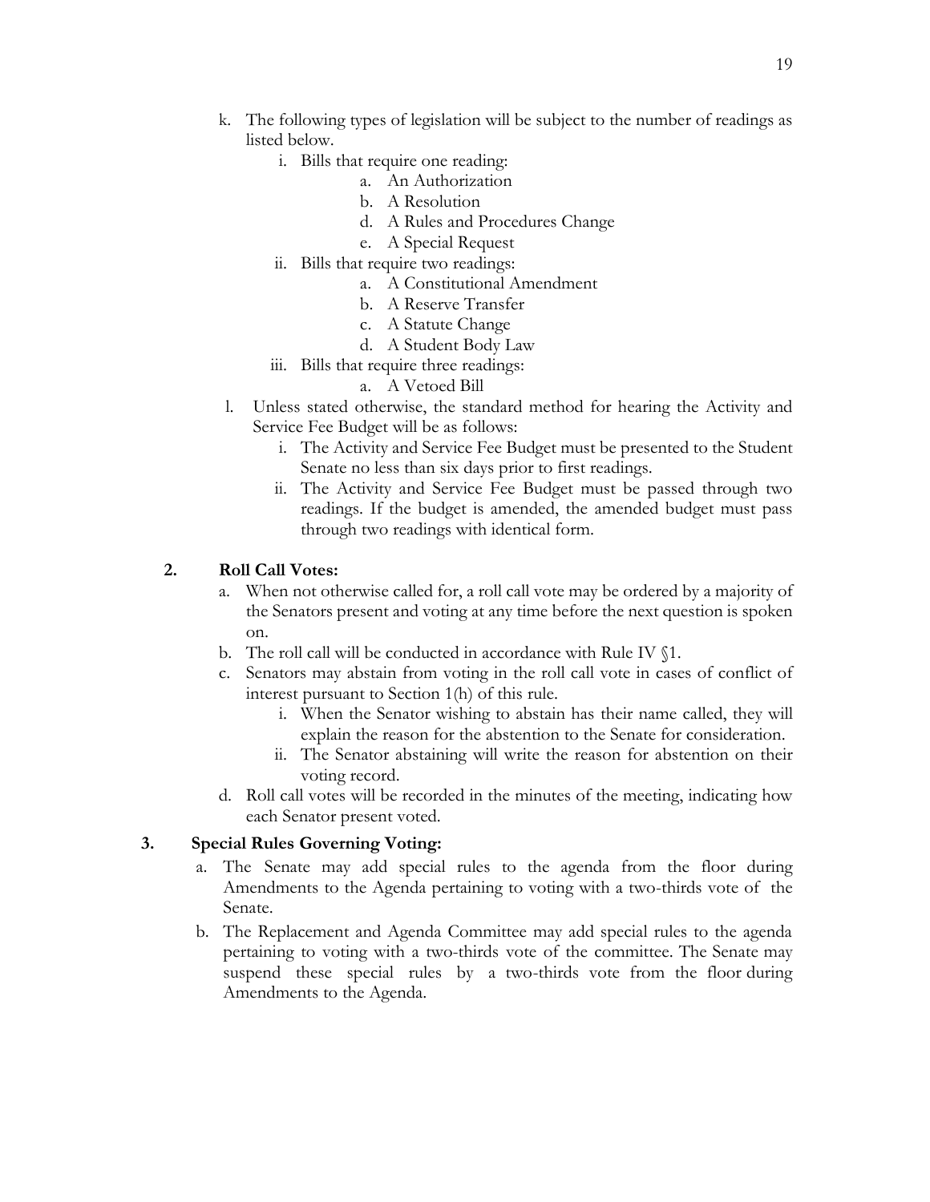k. The following types of legislation will be subject to the number of readings as listed below.
   i. Bills that require one reading:
      a. An Authorization
      b. A Resolution
      d. A Rules and Procedures Change
      e. A Special Request
   ii. Bills that require two readings:
      a. A Constitutional Amendment
      b. A Reserve Transfer
      c. A Statute Change
      d. A Student Body Law
   iii. Bills that require three readings:
      a. A Vetoed Bill

l. Unless stated otherwise, the standard method for hearing the Activity and Service Fee Budget will be as follows:
   i. The Activity and Service Fee Budget must be presented to the Student Senate no less than six days prior to first readings.
   ii. The Activity and Service Fee Budget must be passed through two readings. If the budget is amended, the amended budget must pass through two readings with identical form.

**2. Roll Call Votes:**

a. When not otherwise called for, a roll call vote may be ordered by a majority of the Senators present and voting at any time before the next question is spoken on.

b. The roll call will be conducted in accordance with Rule IV §1.

c. Senators may abstain from voting in the roll call vote in cases of conflict of interest pursuant to Section 1(h) of this rule.
   i. When the Senator wishing to abstain has their name called, they will explain the reason for the abstention to the Senate for consideration.
   ii. The Senator abstaining will write the reason for abstention on their voting record.

d. Roll call votes will be recorded in the minutes of the meeting, indicating how each Senator present voted.

**3. Special Rules Governing Voting:**

a. The Senate may add special rules to the agenda from the floor during Amendments to the Agenda pertaining to voting with a two-thirds vote of the Senate.

b. The Replacement and Agenda Committee may add special rules to the agenda pertaining to voting with a two-thirds vote of the committee. The Senate may suspend these special rules by a two-thirds vote from the floor during Amendments to the Agenda.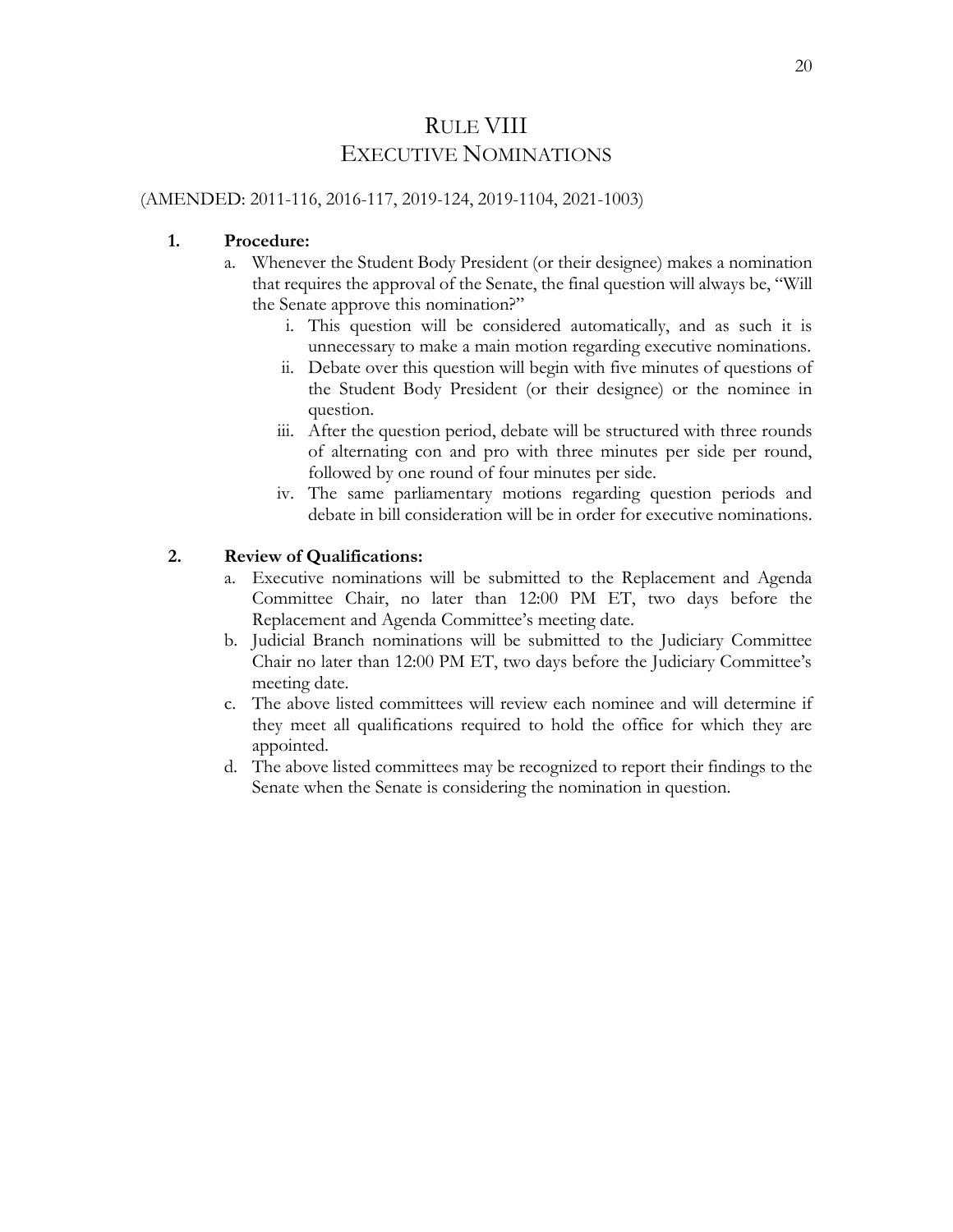# RULE VIII
# EXECUTIVE NOMINATIONS

(AMENDED: 2011-116, 2016-117, 2019-124, 2019-1104, 2021-1003)

**1. Procedure:**

a. Whenever the Student Body President (or their designee) makes a nomination that requires the approval of the Senate, the final question will always be, "Will the Senate approve this nomination?"

   i. This question will be considered automatically, and as such it is unnecessary to make a main motion regarding executive nominations.

   ii. Debate over this question will begin with five minutes of questions of the Student Body President (or their designee) or the nominee in question.

   iii. After the question period, debate will be structured with three rounds of alternating con and pro with three minutes per side per round, followed by one round of four minutes per side.

   iv. The same parliamentary motions regarding question periods and debate in bill consideration will be in order for executive nominations.

**2. Review of Qualifications:**

a. Executive nominations will be submitted to the Replacement and Agenda Committee Chair, no later than 12:00 PM ET, two days before the Replacement and Agenda Committee's meeting date.

b. Judicial Branch nominations will be submitted to the Judiciary Committee Chair no later than 12:00 PM ET, two days before the Judiciary Committee's meeting date.

c. The above listed committees will review each nominee and will determine if they meet all qualifications required to hold the office for which they are appointed.

d. The above listed committees may be recognized to report their findings to the Senate when the Senate is considering the nomination in question.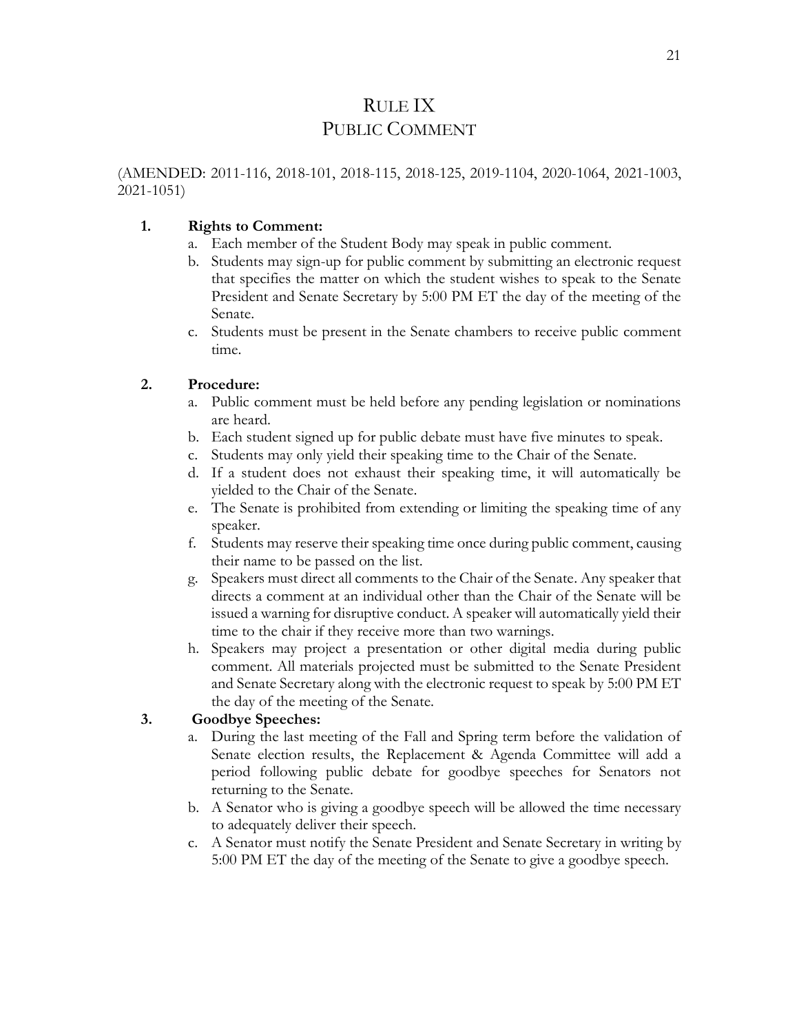# RULE IX
# PUBLIC COMMENT

(AMENDED: 2011-116, 2018-101, 2018-115, 2018-125, 2019-1104, 2020-1064, 2021-1003, 2021-1051)

1. **Rights to Comment:**
   a. Each member of the Student Body may speak in public comment.
   b. Students may sign-up for public comment by submitting an electronic request that specifies the matter on which the student wishes to speak to the Senate President and Senate Secretary by 5:00 PM ET the day of the meeting of the Senate.
   c. Students must be present in the Senate chambers to receive public comment time.

2. **Procedure:**
   a. Public comment must be held before any pending legislation or nominations are heard.
   b. Each student signed up for public debate must have five minutes to speak.
   c. Students may only yield their speaking time to the Chair of the Senate.
   d. If a student does not exhaust their speaking time, it will automatically be yielded to the Chair of the Senate.
   e. The Senate is prohibited from extending or limiting the speaking time of any speaker.
   f. Students may reserve their speaking time once during public comment, causing their name to be passed on the list.
   g. Speakers must direct all comments to the Chair of the Senate. Any speaker that directs a comment at an individual other than the Chair of the Senate will be issued a warning for disruptive conduct. A speaker will automatically yield their time to the chair if they receive more than two warnings.
   h. Speakers may project a presentation or other digital media during public comment. All materials projected must be submitted to the Senate President and Senate Secretary along with the electronic request to speak by 5:00 PM ET the day of the meeting of the Senate.

3. **Goodbye Speeches:**
   a. During the last meeting of the Fall and Spring term before the validation of Senate election results, the Replacement & Agenda Committee will add a period following public debate for goodbye speeches for Senators not returning to the Senate.
   b. A Senator who is giving a goodbye speech will be allowed the time necessary to adequately deliver their speech.
   c. A Senator must notify the Senate President and Senate Secretary in writing by 5:00 PM ET the day of the meeting of the Senate to give a goodbye speech.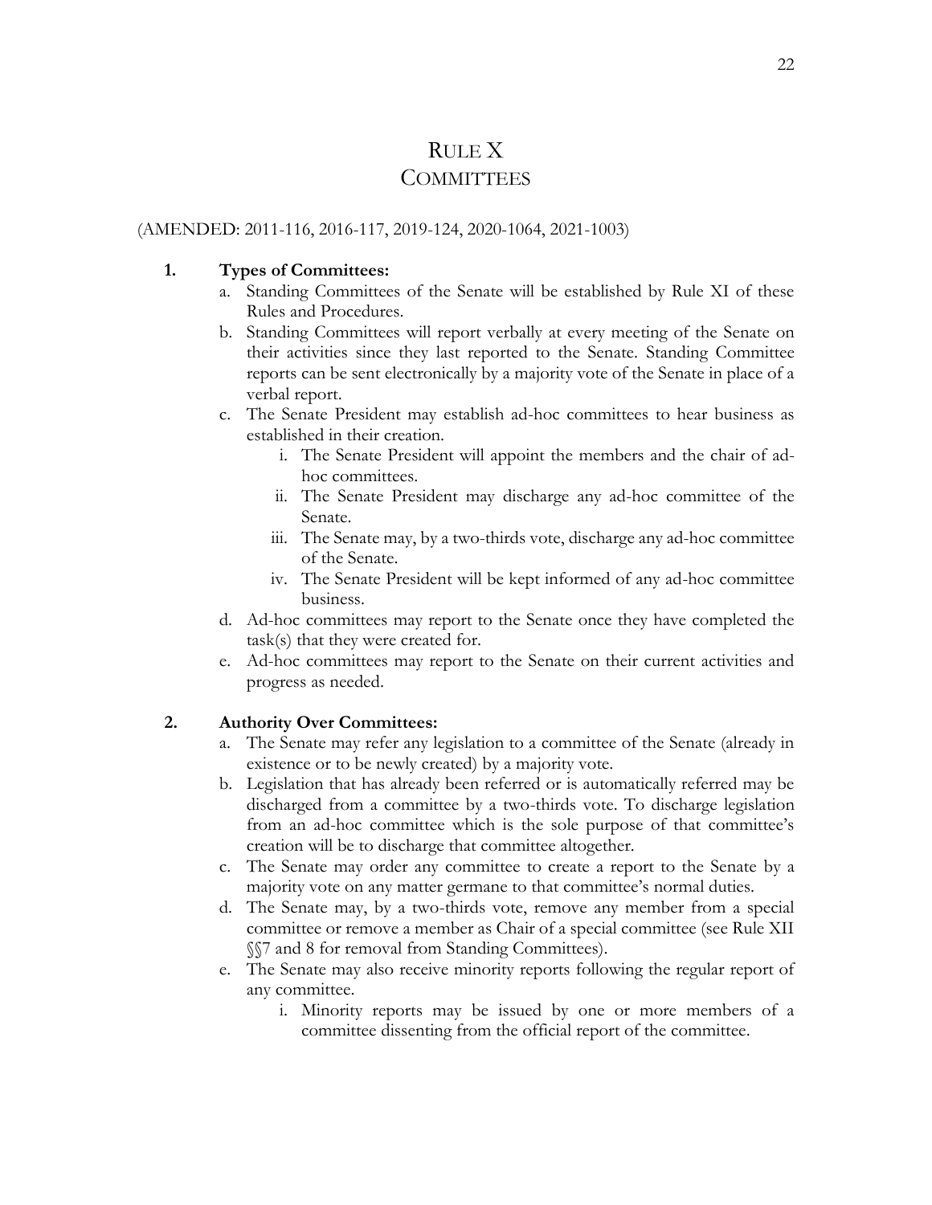# RULE X
# COMMITTEES

(AMENDED: 2011-116, 2016-117, 2019-124, 2020-1064, 2021-1003)

**1. Types of Committees:**

a. Standing Committees of the Senate will be established by Rule XI of these Rules and Procedures.

b. Standing Committees will report verbally at every meeting of the Senate on their activities since they last reported to the Senate. Standing Committee reports can be sent electronically by a majority vote of the Senate in place of a verbal report.

c. The Senate President may establish ad-hoc committees to hear business as established in their creation.

   i. The Senate President will appoint the members and the chair of ad-hoc committees.

   ii. The Senate President may discharge any ad-hoc committee of the Senate.

   iii. The Senate may, by a two-thirds vote, discharge any ad-hoc committee of the Senate.

   iv. The Senate President will be kept informed of any ad-hoc committee business.

d. Ad-hoc committees may report to the Senate once they have completed the task(s) that they were created for.

e. Ad-hoc committees may report to the Senate on their current activities and progress as needed.

**2. Authority Over Committees:**

a. The Senate may refer any legislation to a committee of the Senate (already in existence or to be newly created) by a majority vote.

b. Legislation that has already been referred or is automatically referred may be discharged from a committee by a two-thirds vote. To discharge legislation from an ad-hoc committee which is the sole purpose of that committee's creation will be to discharge that committee altogether.

c. The Senate may order any committee to create a report to the Senate by a majority vote on any matter germane to that committee's normal duties.

d. The Senate may, by a two-thirds vote, remove any member from a special committee or remove a member as Chair of a special committee (see Rule XII §§7 and 8 for removal from Standing Committees).

e. The Senate may also receive minority reports following the regular report of any committee.

   i. Minority reports may be issued by one or more members of a committee dissenting from the official report of the committee.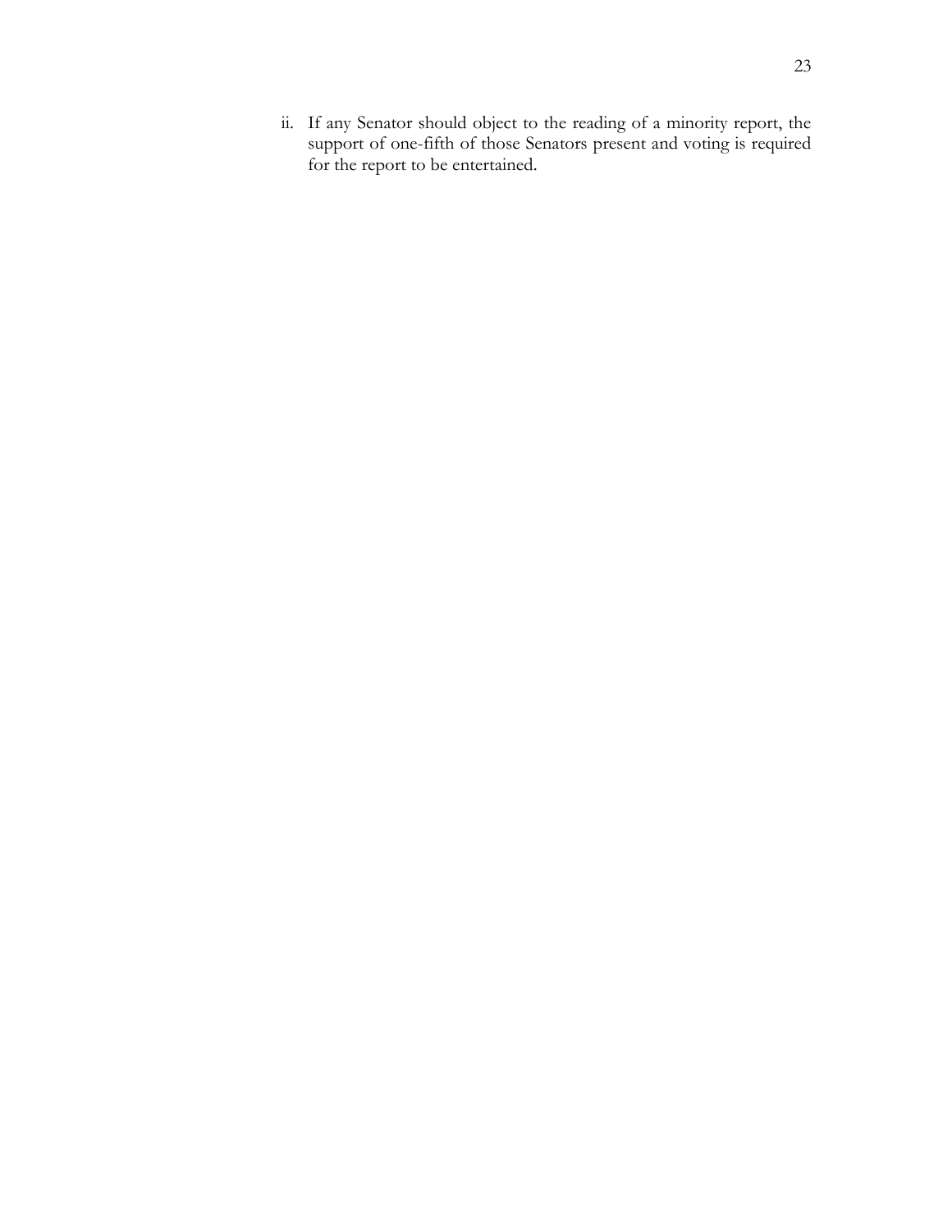ii. If any Senator should object to the reading of a minority report, the support of one-fifth of those Senators present and voting is required for the report to be entertained.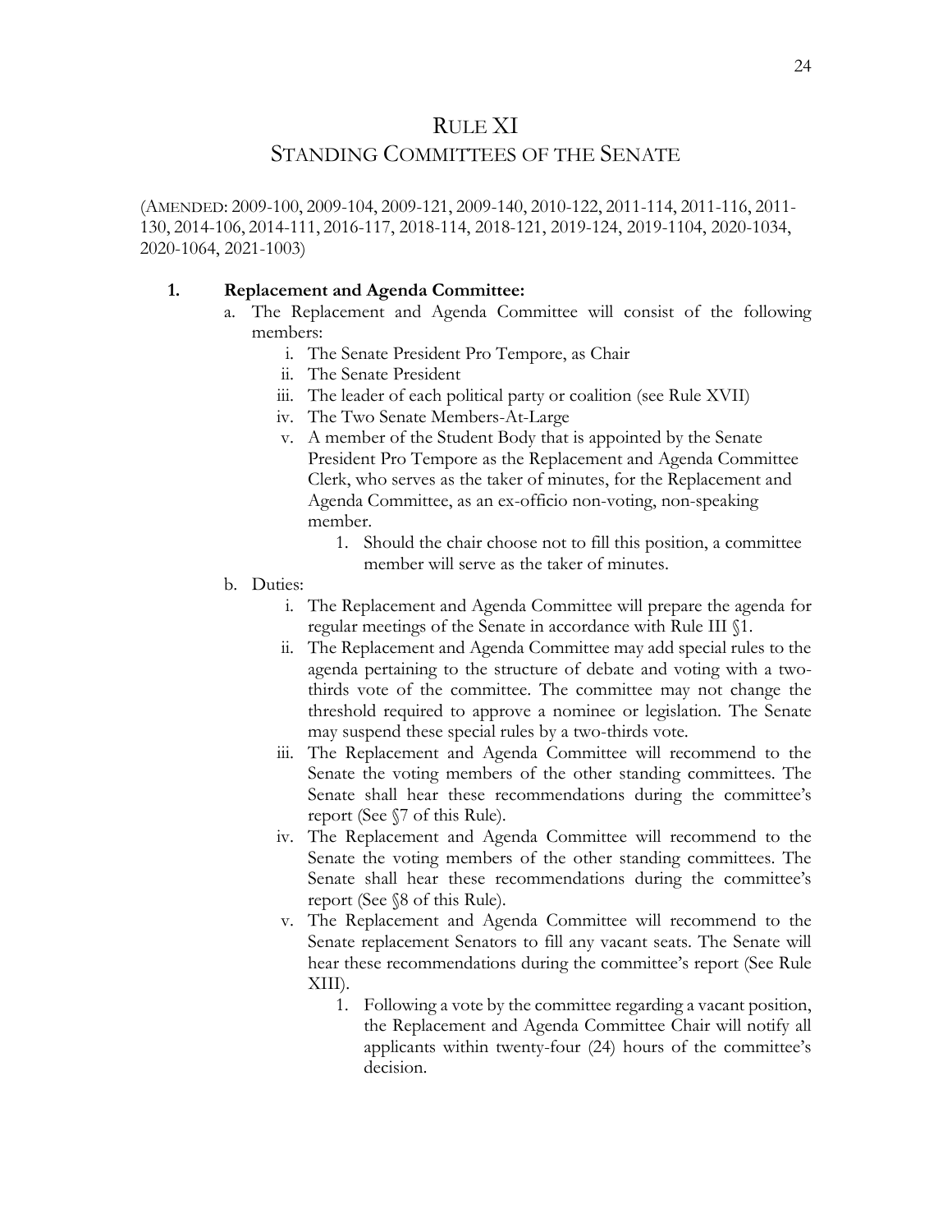# Rule XI

## Standing Committees of the Senate

(Amended: 2009-100, 2009-104, 2009-121, 2009-140, 2010-122, 2011-114, 2011-116, 2011-130, 2014-106, 2014-111, 2016-117, 2018-114, 2018-121, 2019-124, 2019-1104, 2020-1034, 2020-1064, 2021-1003)

1. **Replacement and Agenda Committee:**
   a. The Replacement and Agenda Committee will consist of the following members:
      i. The Senate President Pro Tempore, as Chair
      ii. The Senate President
      iii. The leader of each political party or coalition (see Rule XVII)
      iv. The Two Senate Members-At-Large
      v. A member of the Student Body that is appointed by the Senate President Pro Tempore as the Replacement and Agenda Committee Clerk, who serves as the taker of minutes, for the Replacement and Agenda Committee, as an ex-officio non-voting, non-speaking member.
         1. Should the chair choose not to fill this position, a committee member will serve as the taker of minutes.

   b. Duties:
      i. The Replacement and Agenda Committee will prepare the agenda for regular meetings of the Senate in accordance with Rule III §1.
      ii. The Replacement and Agenda Committee may add special rules to the agenda pertaining to the structure of debate and voting with a two-thirds vote of the committee. The committee may not change the threshold required to approve a nominee or legislation. The Senate may suspend these special rules by a two-thirds vote.
      iii. The Replacement and Agenda Committee will recommend to the Senate the voting members of the other standing committees. The Senate shall hear these recommendations during the committee's report (See §7 of this Rule).
      iv. The Replacement and Agenda Committee will recommend to the Senate the voting members of the other standing committees. The Senate shall hear these recommendations during the committee's report (See §8 of this Rule).
      v. The Replacement and Agenda Committee will recommend to the Senate replacement Senators to fill any vacant seats. The Senate will hear these recommendations during the committee's report (See Rule XIII).
         1. Following a vote by the committee regarding a vacant position, the Replacement and Agenda Committee Chair will notify all applicants within twenty-four (24) hours of the committee's decision.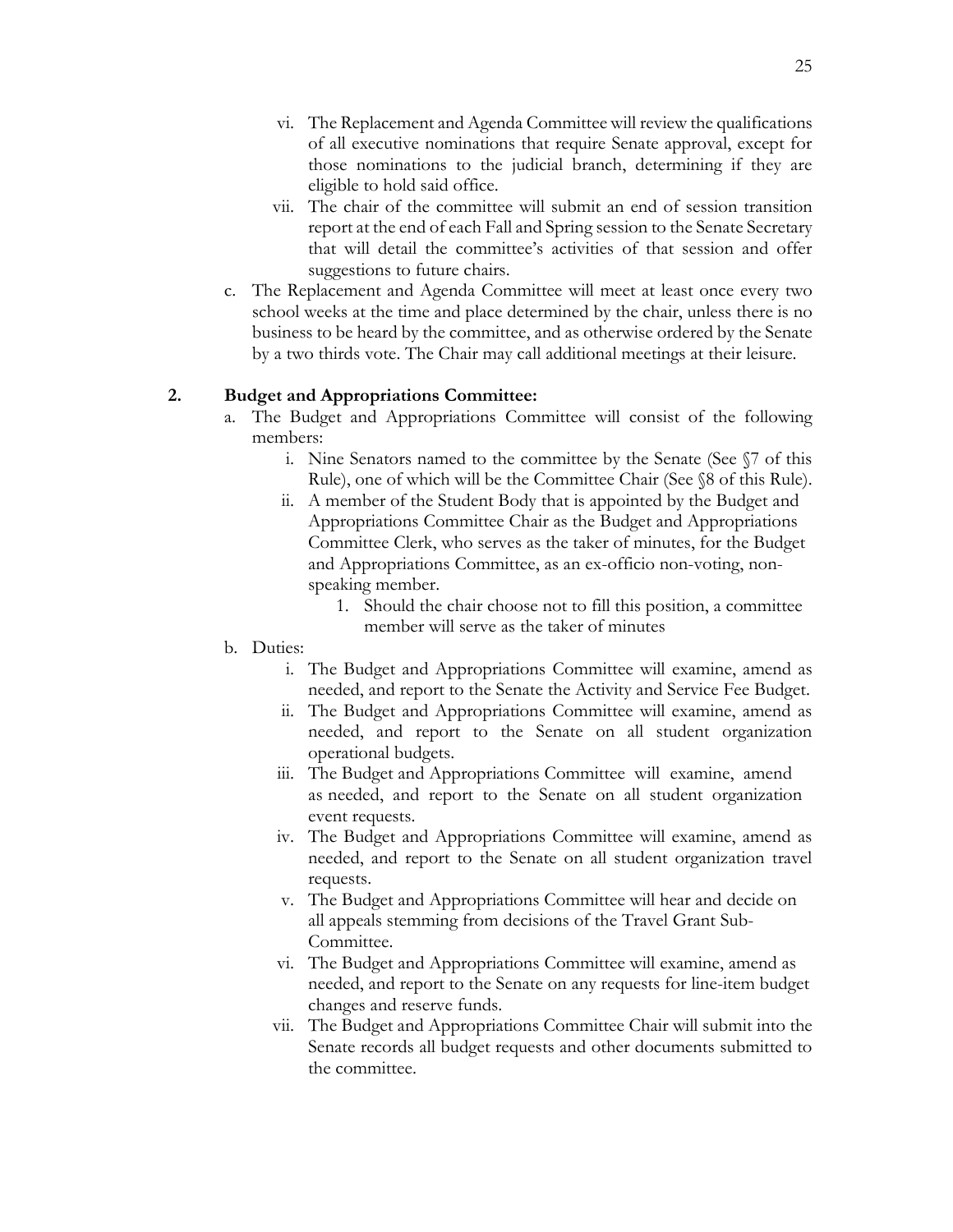vi. The Replacement and Agenda Committee will review the qualifications of all executive nominations that require Senate approval, except for those nominations to the judicial branch, determining if they are eligible to hold said office.

vii. The chair of the committee will submit an end of session transition report at the end of each Fall and Spring session to the Senate Secretary that will detail the committee's activities of that session and offer suggestions to future chairs.

c. The Replacement and Agenda Committee will meet at least once every two school weeks at the time and place determined by the chair, unless there is no business to be heard by the committee, and as otherwise ordered by the Senate by a two thirds vote. The Chair may call additional meetings at their leisure.

**2. Budget and Appropriations Committee:**

a. The Budget and Appropriations Committee will consist of the following members:

i. Nine Senators named to the committee by the Senate (See §7 of this Rule), one of which will be the Committee Chair (See §8 of this Rule).

ii. A member of the Student Body that is appointed by the Budget and Appropriations Committee Chair as the Budget and Appropriations Committee Clerk, who serves as the taker of minutes, for the Budget and Appropriations Committee, as an ex-officio non-voting, non-speaking member.

1. Should the chair choose not to fill this position, a committee member will serve as the taker of minutes

b. Duties:

i. The Budget and Appropriations Committee will examine, amend as needed, and report to the Senate the Activity and Service Fee Budget.

ii. The Budget and Appropriations Committee will examine, amend as needed, and report to the Senate on all student organization operational budgets.

iii. The Budget and Appropriations Committee will examine, amend as needed, and report to the Senate on all student organization event requests.

iv. The Budget and Appropriations Committee will examine, amend as needed, and report to the Senate on all student organization travel requests.

v. The Budget and Appropriations Committee will hear and decide on all appeals stemming from decisions of the Travel Grant Sub-Committee.

vi. The Budget and Appropriations Committee will examine, amend as needed, and report to the Senate on any requests for line-item budget changes and reserve funds.

vii. The Budget and Appropriations Committee Chair will submit into the Senate records all budget requests and other documents submitted to the committee.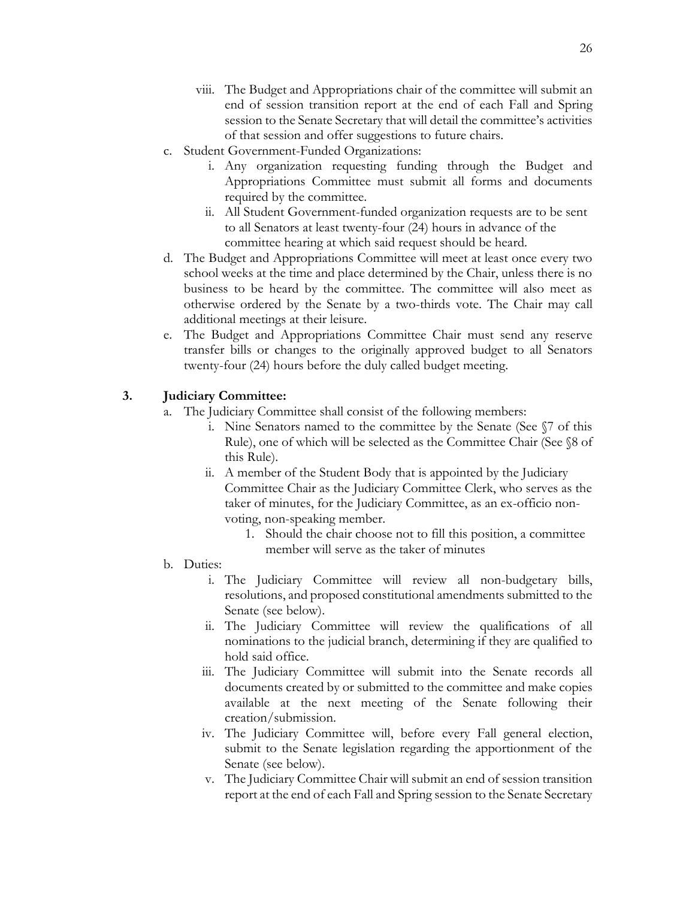viii. The Budget and Appropriations chair of the committee will submit an end of session transition report at the end of each Fall and Spring session to the Senate Secretary that will detail the committee's activities of that session and offer suggestions to future chairs.

c. Student Government-Funded Organizations:
   i. Any organization requesting funding through the Budget and Appropriations Committee must submit all forms and documents required by the committee.
   ii. All Student Government-funded organization requests are to be sent to all Senators at least twenty-four (24) hours in advance of the committee hearing at which said request should be heard.

d. The Budget and Appropriations Committee will meet at least once every two school weeks at the time and place determined by the Chair, unless there is no business to be heard by the committee. The committee will also meet as otherwise ordered by the Senate by a two-thirds vote. The Chair may call additional meetings at their leisure.

e. The Budget and Appropriations Committee Chair must send any reserve transfer bills or changes to the originally approved budget to all Senators twenty-four (24) hours before the duly called budget meeting.

**3. Judiciary Committee:**

a. The Judiciary Committee shall consist of the following members:
   i. Nine Senators named to the committee by the Senate (See §7 of this Rule), one of which will be selected as the Committee Chair (See §8 of this Rule).
   ii. A member of the Student Body that is appointed by the Judiciary Committee Chair as the Judiciary Committee Clerk, who serves as the taker of minutes, for the Judiciary Committee, as an ex-officio non-voting, non-speaking member.
      1. Should the chair choose not to fill this position, a committee member will serve as the taker of minutes

b. Duties:
   i. The Judiciary Committee will review all non-budgetary bills, resolutions, and proposed constitutional amendments submitted to the Senate (see below).
   ii. The Judiciary Committee will review the qualifications of all nominations to the judicial branch, determining if they are qualified to hold said office.
   iii. The Judiciary Committee will submit into the Senate records all documents created by or submitted to the committee and make copies available at the next meeting of the Senate following their creation/submission.
   iv. The Judiciary Committee will, before every Fall general election, submit to the Senate legislation regarding the apportionment of the Senate (see below).
   v. The Judiciary Committee Chair will submit an end of session transition report at the end of each Fall and Spring session to the Senate Secretary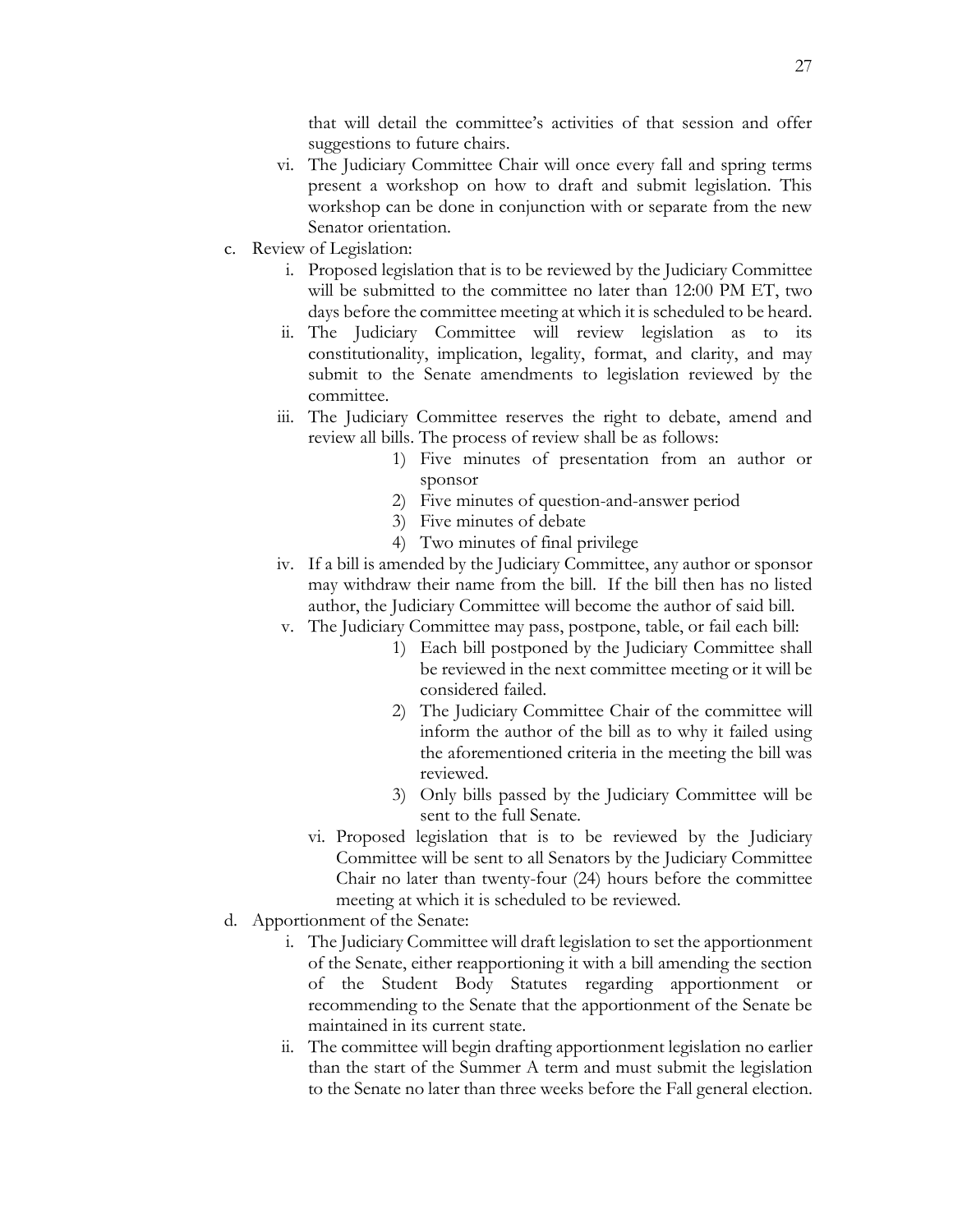that will detail the committee's activities of that session and offer suggestions to future chairs.

vi. The Judiciary Committee Chair will once every fall and spring terms present a workshop on how to draft and submit legislation. This workshop can be done in conjunction with or separate from the new Senator orientation.

c. Review of Legislation:

   i. Proposed legislation that is to be reviewed by the Judiciary Committee will be submitted to the committee no later than 12:00 PM ET, two days before the committee meeting at which it is scheduled to be heard.

   ii. The Judiciary Committee will review legislation as to its constitutionality, implication, legality, format, and clarity, and may submit to the Senate amendments to legislation reviewed by the committee.

   iii. The Judiciary Committee reserves the right to debate, amend and review all bills. The process of review shall be as follows:

      1) Five minutes of presentation from an author or sponsor
      2) Five minutes of question-and-answer period
      3) Five minutes of debate
      4) Two minutes of final privilege

   iv. If a bill is amended by the Judiciary Committee, any author or sponsor may withdraw their name from the bill. If the bill then has no listed author, the Judiciary Committee will become the author of said bill.

   v. The Judiciary Committee may pass, postpone, table, or fail each bill:

      1) Each bill postponed by the Judiciary Committee shall be reviewed in the next committee meeting or it will be considered failed.
      2) The Judiciary Committee Chair of the committee will inform the author of the bill as to why it failed using the aforementioned criteria in the meeting the bill was reviewed.
      3) Only bills passed by the Judiciary Committee will be sent to the full Senate.

   vi. Proposed legislation that is to be reviewed by the Judiciary Committee will be sent to all Senators by the Judiciary Committee Chair no later than twenty-four (24) hours before the committee meeting at which it is scheduled to be reviewed.

d. Apportionment of the Senate:

   i. The Judiciary Committee will draft legislation to set the apportionment of the Senate, either reapportioning it with a bill amending the section of the Student Body Statutes regarding apportionment or recommending to the Senate that the apportionment of the Senate be maintained in its current state.

   ii. The committee will begin drafting apportionment legislation no earlier than the start of the Summer A term and must submit the legislation to the Senate no later than three weeks before the Fall general election.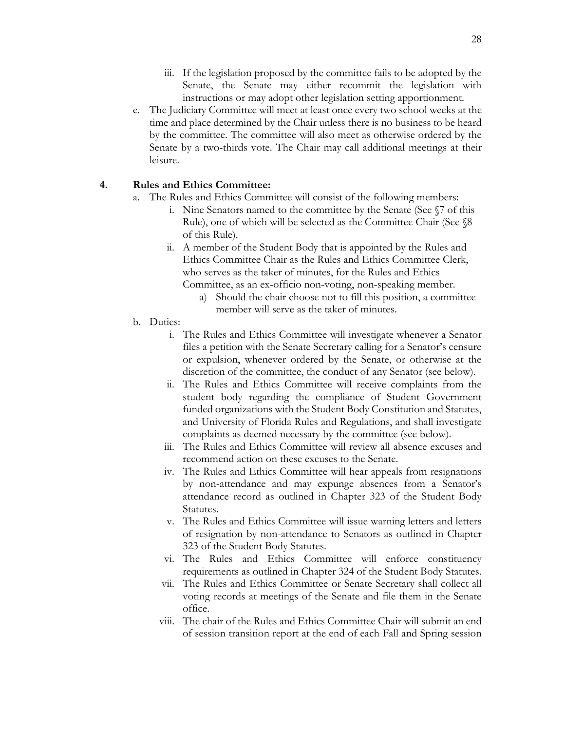iii. If the legislation proposed by the committee fails to be adopted by the Senate, the Senate may either recommit the legislation with instructions or may adopt other legislation setting apportionment.

e. The Judiciary Committee will meet at least once every two school weeks at the time and place determined by the Chair unless there is no business to be heard by the committee. The committee will also meet as otherwise ordered by the Senate by a two-thirds vote. The Chair may call additional meetings at their leisure.

**4. Rules and Ethics Committee:**

a. The Rules and Ethics Committee will consist of the following members:
   i. Nine Senators named to the committee by the Senate (See §7 of this Rule), one of which will be selected as the Committee Chair (See §8 of this Rule).
   ii. A member of the Student Body that is appointed by the Rules and Ethics Committee Chair as the Rules and Ethics Committee Clerk, who serves as the taker of minutes, for the Rules and Ethics Committee, as an ex-officio non-voting, non-speaking member.
      a) Should the chair choose not to fill this position, a committee member will serve as the taker of minutes.

b. Duties:
   i. The Rules and Ethics Committee will investigate whenever a Senator files a petition with the Senate Secretary calling for a Senator's censure or expulsion, whenever ordered by the Senate, or otherwise at the discretion of the committee, the conduct of any Senator (see below).
   ii. The Rules and Ethics Committee will receive complaints from the student body regarding the compliance of Student Government funded organizations with the Student Body Constitution and Statutes, and University of Florida Rules and Regulations, and shall investigate complaints as deemed necessary by the committee (see below).
   iii. The Rules and Ethics Committee will review all absence excuses and recommend action on these excuses to the Senate.
   iv. The Rules and Ethics Committee will hear appeals from resignations by non-attendance and may expunge absences from a Senator's attendance record as outlined in Chapter 323 of the Student Body Statutes.
   v. The Rules and Ethics Committee will issue warning letters and letters of resignation by non-attendance to Senators as outlined in Chapter 323 of the Student Body Statutes.
   vi. The Rules and Ethics Committee will enforce constituency requirements as outlined in Chapter 324 of the Student Body Statutes.
   vii. The Rules and Ethics Committee or Senate Secretary shall collect all voting records at meetings of the Senate and file them in the Senate office.
   viii. The chair of the Rules and Ethics Committee Chair will submit an end of session transition report at the end of each Fall and Spring session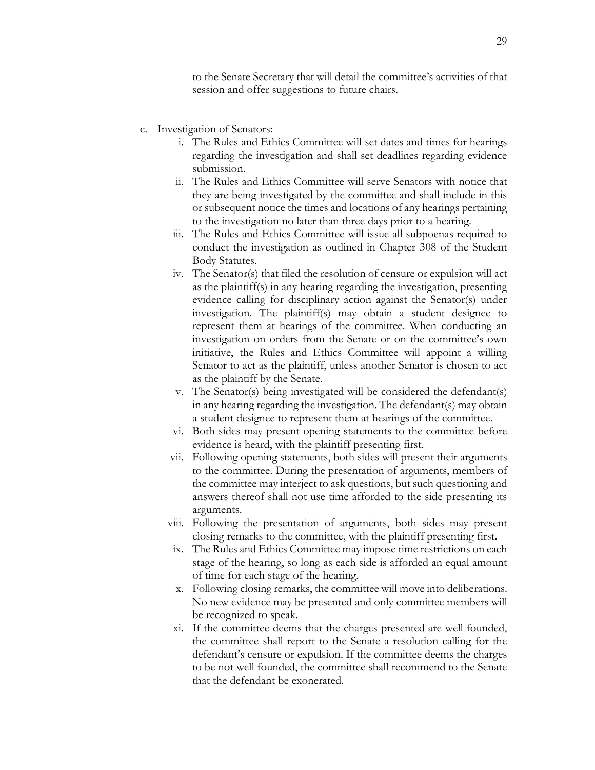to the Senate Secretary that will detail the committee's activities of that session and offer suggestions to future chairs.

c. Investigation of Senators:
    i. The Rules and Ethics Committee will set dates and times for hearings regarding the investigation and shall set deadlines regarding evidence submission.
    ii. The Rules and Ethics Committee will serve Senators with notice that they are being investigated by the committee and shall include in this or subsequent notice the times and locations of any hearings pertaining to the investigation no later than three days prior to a hearing.
    iii. The Rules and Ethics Committee will issue all subpoenas required to conduct the investigation as outlined in Chapter 308 of the Student Body Statutes.
    iv. The Senator(s) that filed the resolution of censure or expulsion will act as the plaintiff(s) in any hearing regarding the investigation, presenting evidence calling for disciplinary action against the Senator(s) under investigation. The plaintiff(s) may obtain a student designee to represent them at hearings of the committee. When conducting an investigation on orders from the Senate or on the committee's own initiative, the Rules and Ethics Committee will appoint a willing Senator to act as the plaintiff, unless another Senator is chosen to act as the plaintiff by the Senate.
    v. The Senator(s) being investigated will be considered the defendant(s) in any hearing regarding the investigation. The defendant(s) may obtain a student designee to represent them at hearings of the committee.
    vi. Both sides may present opening statements to the committee before evidence is heard, with the plaintiff presenting first.
    vii. Following opening statements, both sides will present their arguments to the committee. During the presentation of arguments, members of the committee may interject to ask questions, but such questioning and answers thereof shall not use time afforded to the side presenting its arguments.
    viii. Following the presentation of arguments, both sides may present closing remarks to the committee, with the plaintiff presenting first.
    ix. The Rules and Ethics Committee may impose time restrictions on each stage of the hearing, so long as each side is afforded an equal amount of time for each stage of the hearing.
    x. Following closing remarks, the committee will move into deliberations. No new evidence may be presented and only committee members will be recognized to speak.
    xi. If the committee deems that the charges presented are well founded, the committee shall report to the Senate a resolution calling for the defendant's censure or expulsion. If the committee deems the charges to be not well founded, the committee shall recommend to the Senate that the defendant be exonerated.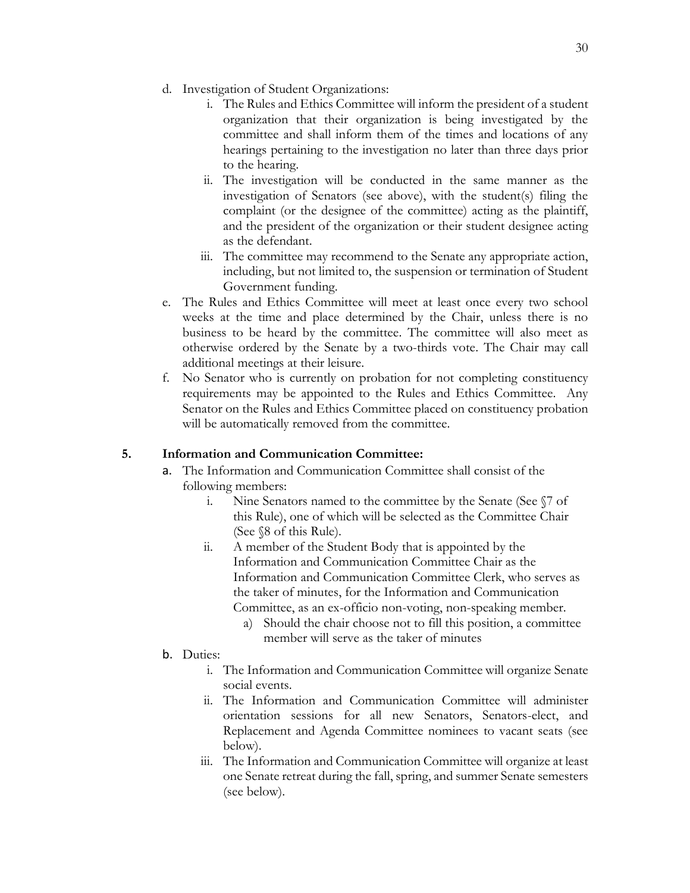d. Investigation of Student Organizations:
   i. The Rules and Ethics Committee will inform the president of a student organization that their organization is being investigated by the committee and shall inform them of the times and locations of any hearings pertaining to the investigation no later than three days prior to the hearing.
   ii. The investigation will be conducted in the same manner as the investigation of Senators (see above), with the student(s) filing the complaint (or the designee of the committee) acting as the plaintiff, and the president of the organization or their student designee acting as the defendant.
   iii. The committee may recommend to the Senate any appropriate action, including, but not limited to, the suspension or termination of Student Government funding.

e. The Rules and Ethics Committee will meet at least once every two school weeks at the time and place determined by the Chair, unless there is no business to be heard by the committee. The committee will also meet as otherwise ordered by the Senate by a two-thirds vote. The Chair may call additional meetings at their leisure.

f. No Senator who is currently on probation for not completing constituency requirements may be appointed to the Rules and Ethics Committee. Any Senator on the Rules and Ethics Committee placed on constituency probation will be automatically removed from the committee.

**5. Information and Communication Committee:**

a. The Information and Communication Committee shall consist of the following members:
   i. Nine Senators named to the committee by the Senate (See §7 of this Rule), one of which will be selected as the Committee Chair (See §8 of this Rule).
   ii. A member of the Student Body that is appointed by the Information and Communication Committee Chair as the Information and Communication Committee Clerk, who serves as the taker of minutes, for the Information and Communication Committee, as an ex-officio non-voting, non-speaking member.
      a) Should the chair choose not to fill this position, a committee member will serve as the taker of minutes

b. Duties:
   i. The Information and Communication Committee will organize Senate social events.
   ii. The Information and Communication Committee will administer orientation sessions for all new Senators, Senators-elect, and Replacement and Agenda Committee nominees to vacant seats (see below).
   iii. The Information and Communication Committee will organize at least one Senate retreat during the fall, spring, and summer Senate semesters (see below).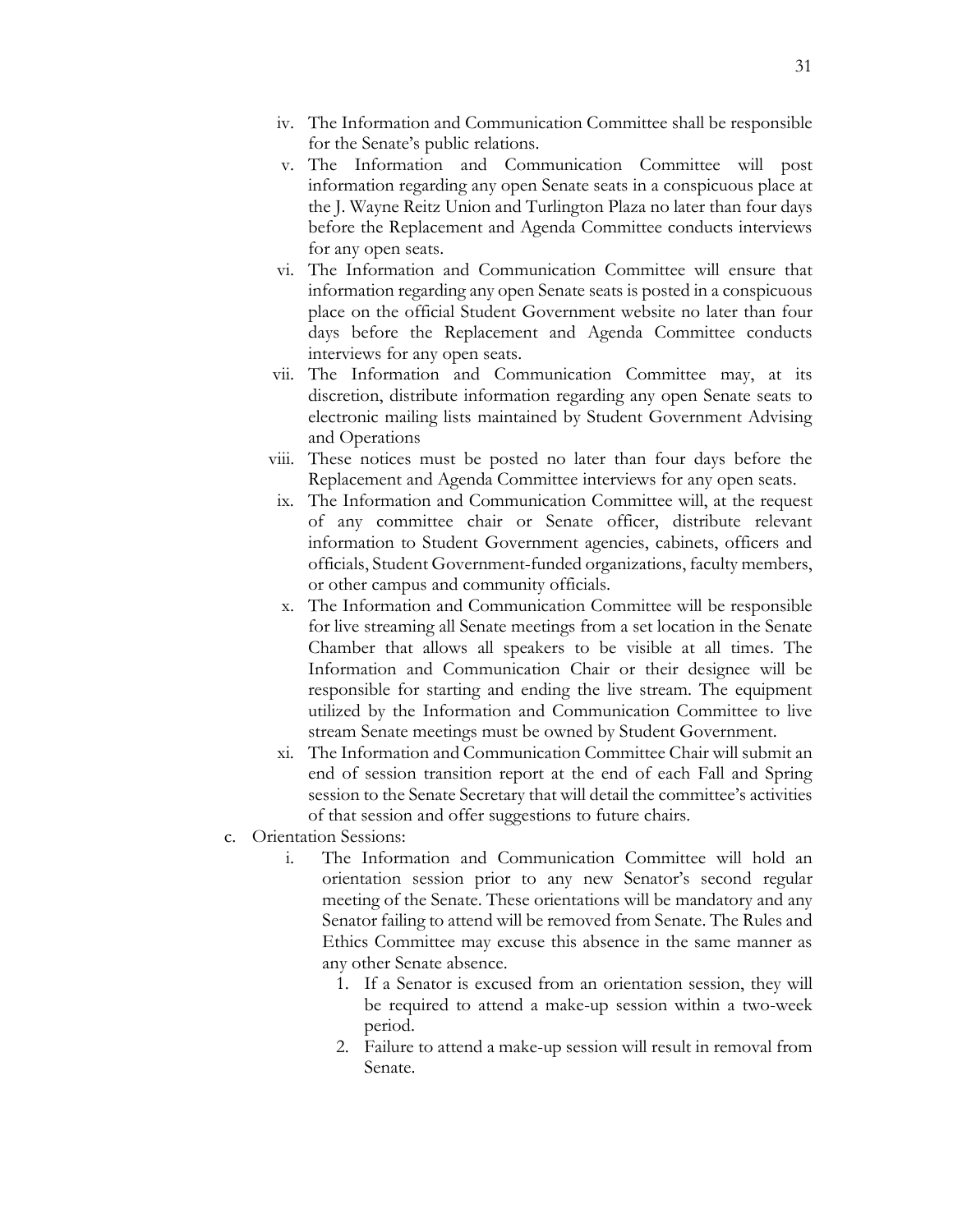iv. The Information and Communication Committee shall be responsible for the Senate's public relations.

v. The Information and Communication Committee will post information regarding any open Senate seats in a conspicuous place at the J. Wayne Reitz Union and Turlington Plaza no later than four days before the Replacement and Agenda Committee conducts interviews for any open seats.

vi. The Information and Communication Committee will ensure that information regarding any open Senate seats is posted in a conspicuous place on the official Student Government website no later than four days before the Replacement and Agenda Committee conducts interviews for any open seats.

vii. The Information and Communication Committee may, at its discretion, distribute information regarding any open Senate seats to electronic mailing lists maintained by Student Government Advising and Operations

viii. These notices must be posted no later than four days before the Replacement and Agenda Committee interviews for any open seats.

ix. The Information and Communication Committee will, at the request of any committee chair or Senate officer, distribute relevant information to Student Government agencies, cabinets, officers and officials, Student Government-funded organizations, faculty members, or other campus and community officials.

x. The Information and Communication Committee will be responsible for live streaming all Senate meetings from a set location in the Senate Chamber that allows all speakers to be visible at all times. The Information and Communication Chair or their designee will be responsible for starting and ending the live stream. The equipment utilized by the Information and Communication Committee to live stream Senate meetings must be owned by Student Government.

xi. The Information and Communication Committee Chair will submit an end of session transition report at the end of each Fall and Spring session to the Senate Secretary that will detail the committee's activities of that session and offer suggestions to future chairs.

c. Orientation Sessions:

i. The Information and Communication Committee will hold an orientation session prior to any new Senator's second regular meeting of the Senate. These orientations will be mandatory and any Senator failing to attend will be removed from Senate. The Rules and Ethics Committee may excuse this absence in the same manner as any other Senate absence.

1. If a Senator is excused from an orientation session, they will be required to attend a make-up session within a two-week period.
2. Failure to attend a make-up session will result in removal from Senate.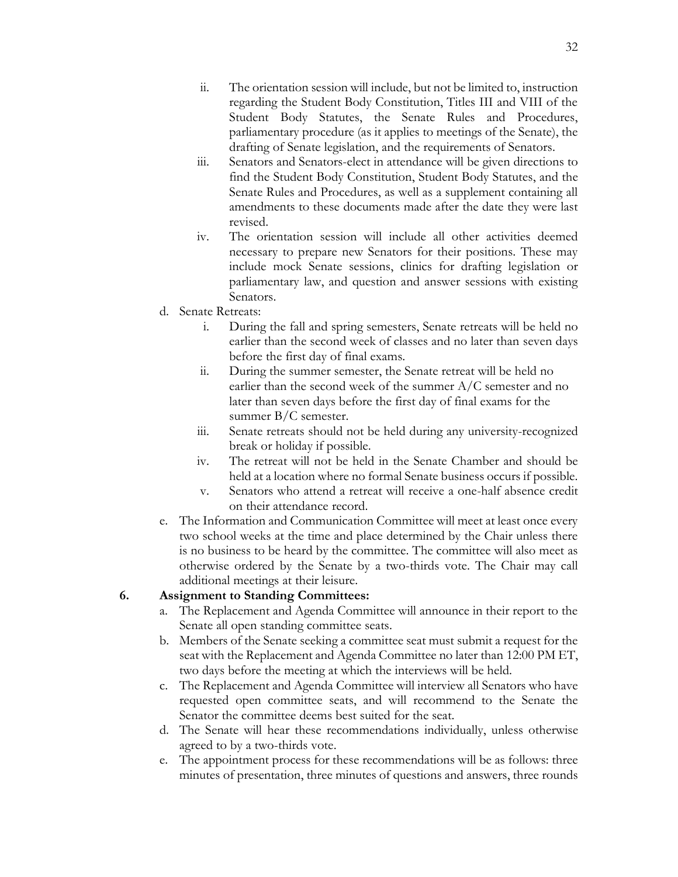ii. The orientation session will include, but not be limited to, instruction regarding the Student Body Constitution, Titles III and VIII of the Student Body Statutes, the Senate Rules and Procedures, parliamentary procedure (as it applies to meetings of the Senate), the drafting of Senate legislation, and the requirements of Senators.
   iii. Senators and Senators-elect in attendance will be given directions to find the Student Body Constitution, Student Body Statutes, and the Senate Rules and Procedures, as well as a supplement containing all amendments to these documents made after the date they were last revised.
   iv. The orientation session will include all other activities deemed necessary to prepare new Senators for their positions. These may include mock Senate sessions, clinics for drafting legislation or parliamentary law, and question and answer sessions with existing Senators.

d. Senate Retreats:
   i. During the fall and spring semesters, Senate retreats will be held no earlier than the second week of classes and no later than seven days before the first day of final exams.
   ii. During the summer semester, the Senate retreat will be held no earlier than the second week of the summer A/C semester and no later than seven days before the first day of final exams for the summer B/C semester.
   iii. Senate retreats should not be held during any university-recognized break or holiday if possible.
   iv. The retreat will not be held in the Senate Chamber and should be held at a location where no formal Senate business occurs if possible.
   v. Senators who attend a retreat will receive a one-half absence credit on their attendance record.

e. The Information and Communication Committee will meet at least once every two school weeks at the time and place determined by the Chair unless there is no business to be heard by the committee. The committee will also meet as otherwise ordered by the Senate by a two-thirds vote. The Chair may call additional meetings at their leisure.

**6. Assignment to Standing Committees:**

a. The Replacement and Agenda Committee will announce in their report to the Senate all open standing committee seats.

b. Members of the Senate seeking a committee seat must submit a request for the seat with the Replacement and Agenda Committee no later than 12:00 PM ET, two days before the meeting at which the interviews will be held.

c. The Replacement and Agenda Committee will interview all Senators who have requested open committee seats, and will recommend to the Senate the Senator the committee deems best suited for the seat.

d. The Senate will hear these recommendations individually, unless otherwise agreed to by a two-thirds vote.

e. The appointment process for these recommendations will be as follows: three minutes of presentation, three minutes of questions and answers, three rounds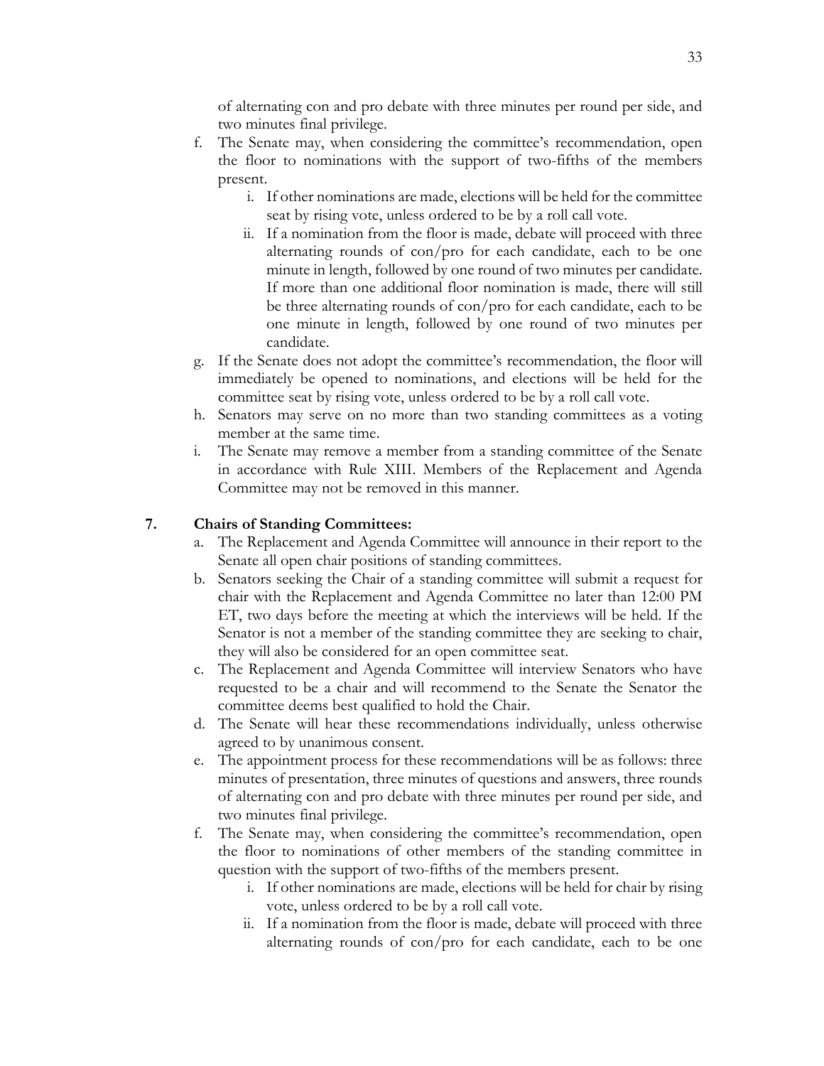of alternating con and pro debate with three minutes per round per side, and two minutes final privilege.

f. The Senate may, when considering the committee's recommendation, open the floor to nominations with the support of two-fifths of the members present.
   i. If other nominations are made, elections will be held for the committee seat by rising vote, unless ordered to be by a roll call vote.
   ii. If a nomination from the floor is made, debate will proceed with three alternating rounds of con/pro for each candidate, each to be one minute in length, followed by one round of two minutes per candidate. If more than one additional floor nomination is made, there will still be three alternating rounds of con/pro for each candidate, each to be one minute in length, followed by one round of two minutes per candidate.

g. If the Senate does not adopt the committee's recommendation, the floor will immediately be opened to nominations, and elections will be held for the committee seat by rising vote, unless ordered to be by a roll call vote.

h. Senators may serve on no more than two standing committees as a voting member at the same time.

i. The Senate may remove a member from a standing committee of the Senate in accordance with Rule XIII. Members of the Replacement and Agenda Committee may not be removed in this manner.

**7. Chairs of Standing Committees:**

a. The Replacement and Agenda Committee will announce in their report to the Senate all open chair positions of standing committees.

b. Senators seeking the Chair of a standing committee will submit a request for chair with the Replacement and Agenda Committee no later than 12:00 PM ET, two days before the meeting at which the interviews will be held. If the Senator is not a member of the standing committee they are seeking to chair, they will also be considered for an open committee seat.

c. The Replacement and Agenda Committee will interview Senators who have requested to be a chair and will recommend to the Senate the Senator the committee deems best qualified to hold the Chair.

d. The Senate will hear these recommendations individually, unless otherwise agreed to by unanimous consent.

e. The appointment process for these recommendations will be as follows: three minutes of presentation, three minutes of questions and answers, three rounds of alternating con and pro debate with three minutes per round per side, and two minutes final privilege.

f. The Senate may, when considering the committee's recommendation, open the floor to nominations of other members of the standing committee in question with the support of two-fifths of the members present.
   i. If other nominations are made, elections will be held for chair by rising vote, unless ordered to be by a roll call vote.
   ii. If a nomination from the floor is made, debate will proceed with three alternating rounds of con/pro for each candidate, each to be one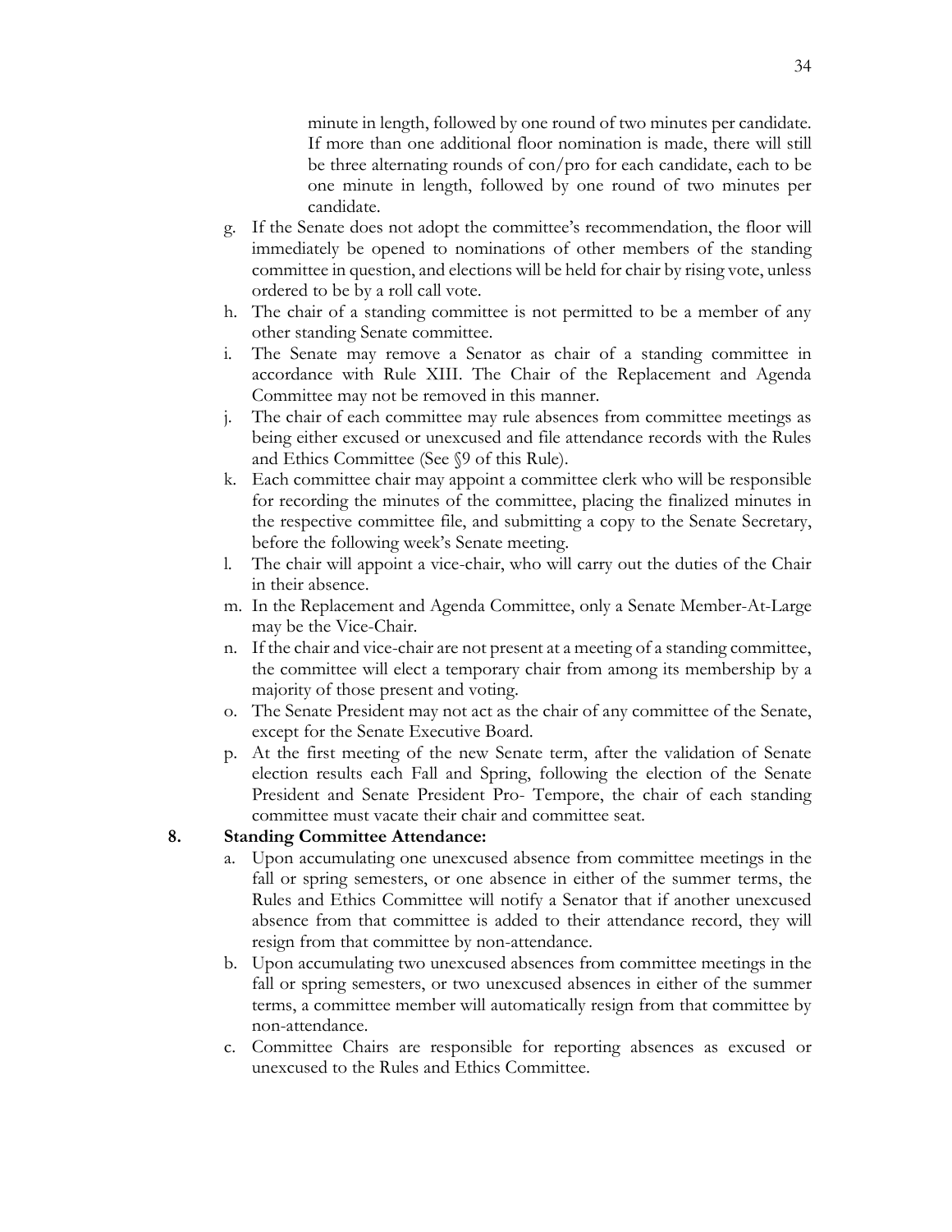minute in length, followed by one round of two minutes per candidate. If more than one additional floor nomination is made, there will still be three alternating rounds of con/pro for each candidate, each to be one minute in length, followed by one round of two minutes per candidate.

g. If the Senate does not adopt the committee's recommendation, the floor will immediately be opened to nominations of other members of the standing committee in question, and elections will be held for chair by rising vote, unless ordered to be by a roll call vote.
h. The chair of a standing committee is not permitted to be a member of any other standing Senate committee.
i. The Senate may remove a Senator as chair of a standing committee in accordance with Rule XIII. The Chair of the Replacement and Agenda Committee may not be removed in this manner.
j. The chair of each committee may rule absences from committee meetings as being either excused or unexcused and file attendance records with the Rules and Ethics Committee (See §9 of this Rule).
k. Each committee chair may appoint a committee clerk who will be responsible for recording the minutes of the committee, placing the finalized minutes in the respective committee file, and submitting a copy to the Senate Secretary, before the following week's Senate meeting.
l. The chair will appoint a vice-chair, who will carry out the duties of the Chair in their absence.
m. In the Replacement and Agenda Committee, only a Senate Member-At-Large may be the Vice-Chair.
n. If the chair and vice-chair are not present at a meeting of a standing committee, the committee will elect a temporary chair from among its membership by a majority of those present and voting.
o. The Senate President may not act as the chair of any committee of the Senate, except for the Senate Executive Board.
p. At the first meeting of the new Senate term, after the validation of Senate election results each Fall and Spring, following the election of the Senate President and Senate President Pro- Tempore, the chair of each standing committee must vacate their chair and committee seat.

**8. Standing Committee Attendance:**

a. Upon accumulating one unexcused absence from committee meetings in the fall or spring semesters, or one absence in either of the summer terms, the Rules and Ethics Committee will notify a Senator that if another unexcused absence from that committee is added to their attendance record, they will resign from that committee by non-attendance.
b. Upon accumulating two unexcused absences from committee meetings in the fall or spring semesters, or two unexcused absences in either of the summer terms, a committee member will automatically resign from that committee by non-attendance.
c. Committee Chairs are responsible for reporting absences as excused or unexcused to the Rules and Ethics Committee.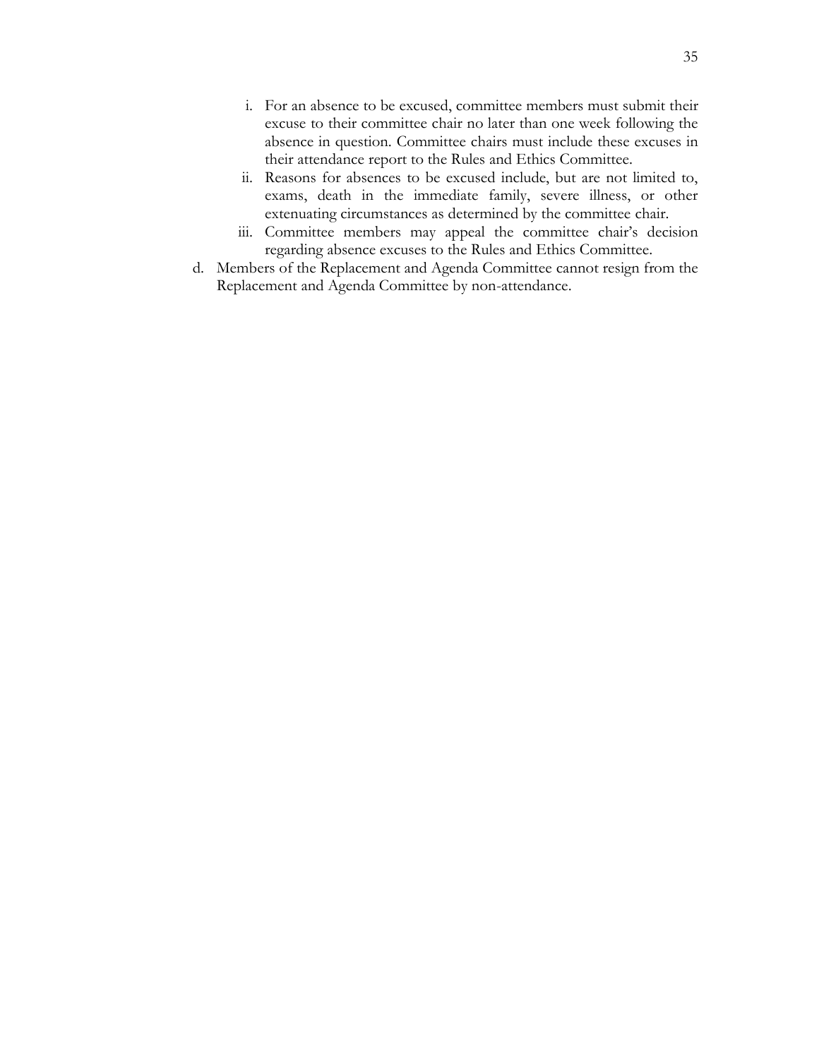i. For an absence to be excused, committee members must submit their excuse to their committee chair no later than one week following the absence in question. Committee chairs must include these excuses in their attendance report to the Rules and Ethics Committee.
   ii. Reasons for absences to be excused include, but are not limited to, exams, death in the immediate family, severe illness, or other extenuating circumstances as determined by the committee chair.
   iii. Committee members may appeal the committee chair's decision regarding absence excuses to the Rules and Ethics Committee.

d. Members of the Replacement and Agenda Committee cannot resign from the Replacement and Agenda Committee by non-attendance.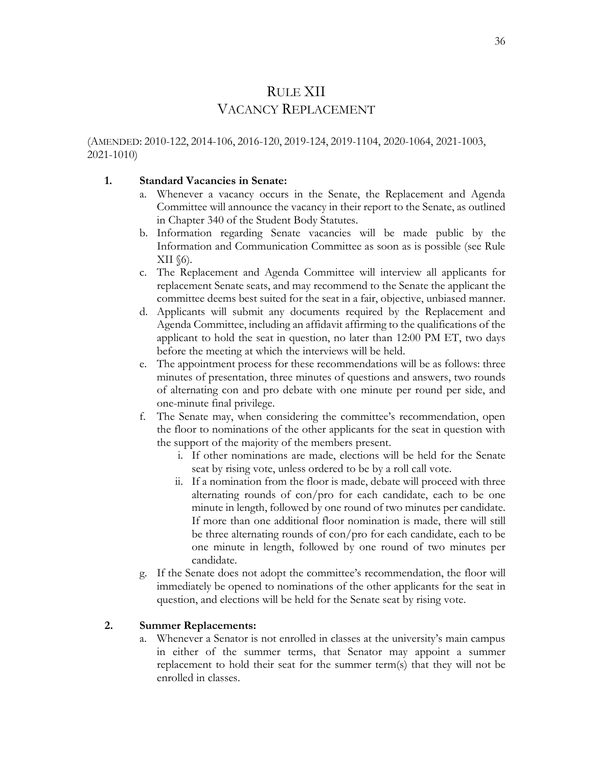# RULE XII
# VACANCY REPLACEMENT

(AMENDED: 2010-122, 2014-106, 2016-120, 2019-124, 2019-1104, 2020-1064, 2021-1003, 2021-1010)

1. **Standard Vacancies in Senate:**
   a. Whenever a vacancy occurs in the Senate, the Replacement and Agenda Committee will announce the vacancy in their report to the Senate, as outlined in Chapter 340 of the Student Body Statutes.
   b. Information regarding Senate vacancies will be made public by the Information and Communication Committee as soon as is possible (see Rule XII §6).
   c. The Replacement and Agenda Committee will interview all applicants for replacement Senate seats, and may recommend to the Senate the applicant the committee deems best suited for the seat in a fair, objective, unbiased manner.
   d. Applicants will submit any documents required by the Replacement and Agenda Committee, including an affidavit affirming to the qualifications of the applicant to hold the seat in question, no later than 12:00 PM ET, two days before the meeting at which the interviews will be held.
   e. The appointment process for these recommendations will be as follows: three minutes of presentation, three minutes of questions and answers, two rounds of alternating con and pro debate with one minute per round per side, and one-minute final privilege.
   f. The Senate may, when considering the committee's recommendation, open the floor to nominations of the other applicants for the seat in question with the support of the majority of the members present.
      i. If other nominations are made, elections will be held for the Senate seat by rising vote, unless ordered to be by a roll call vote.
      ii. If a nomination from the floor is made, debate will proceed with three alternating rounds of con/pro for each candidate, each to be one minute in length, followed by one round of two minutes per candidate. If more than one additional floor nomination is made, there will still be three alternating rounds of con/pro for each candidate, each to be one minute in length, followed by one round of two minutes per candidate.
   g. If the Senate does not adopt the committee's recommendation, the floor will immediately be opened to nominations of the other applicants for the seat in question, and elections will be held for the Senate seat by rising vote.

2. **Summer Replacements:**
   a. Whenever a Senator is not enrolled in classes at the university's main campus in either of the summer terms, that Senator may appoint a summer replacement to hold their seat for the summer term(s) that they will not be enrolled in classes.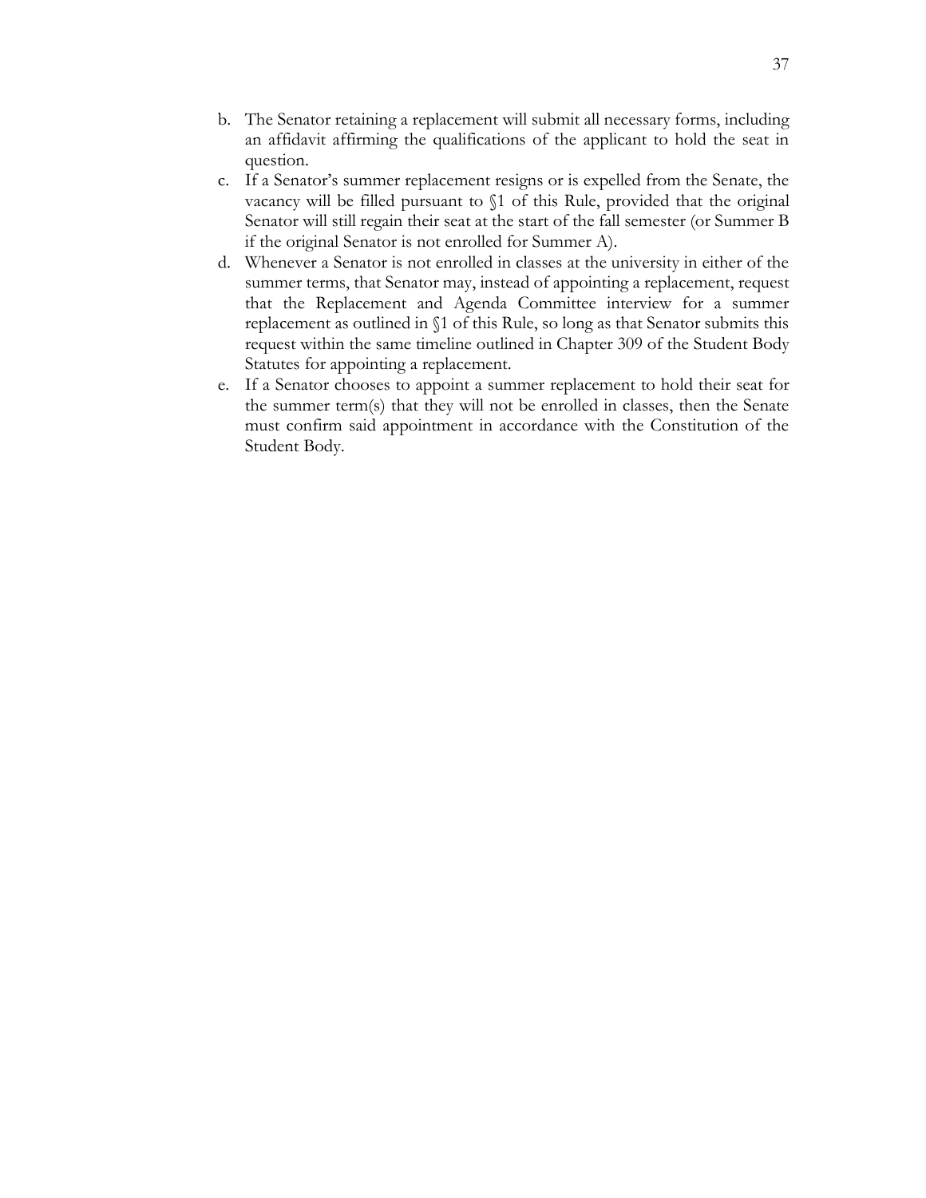b. The Senator retaining a replacement will submit all necessary forms, including an affidavit affirming the qualifications of the applicant to hold the seat in question.
c. If a Senator's summer replacement resigns or is expelled from the Senate, the vacancy will be filled pursuant to §1 of this Rule, provided that the original Senator will still regain their seat at the start of the fall semester (or Summer B if the original Senator is not enrolled for Summer A).
d. Whenever a Senator is not enrolled in classes at the university in either of the summer terms, that Senator may, instead of appointing a replacement, request that the Replacement and Agenda Committee interview for a summer replacement as outlined in §1 of this Rule, so long as that Senator submits this request within the same timeline outlined in Chapter 309 of the Student Body Statutes for appointing a replacement.
e. If a Senator chooses to appoint a summer replacement to hold their seat for the summer term(s) that they will not be enrolled in classes, then the Senate must confirm said appointment in accordance with the Constitution of the Student Body.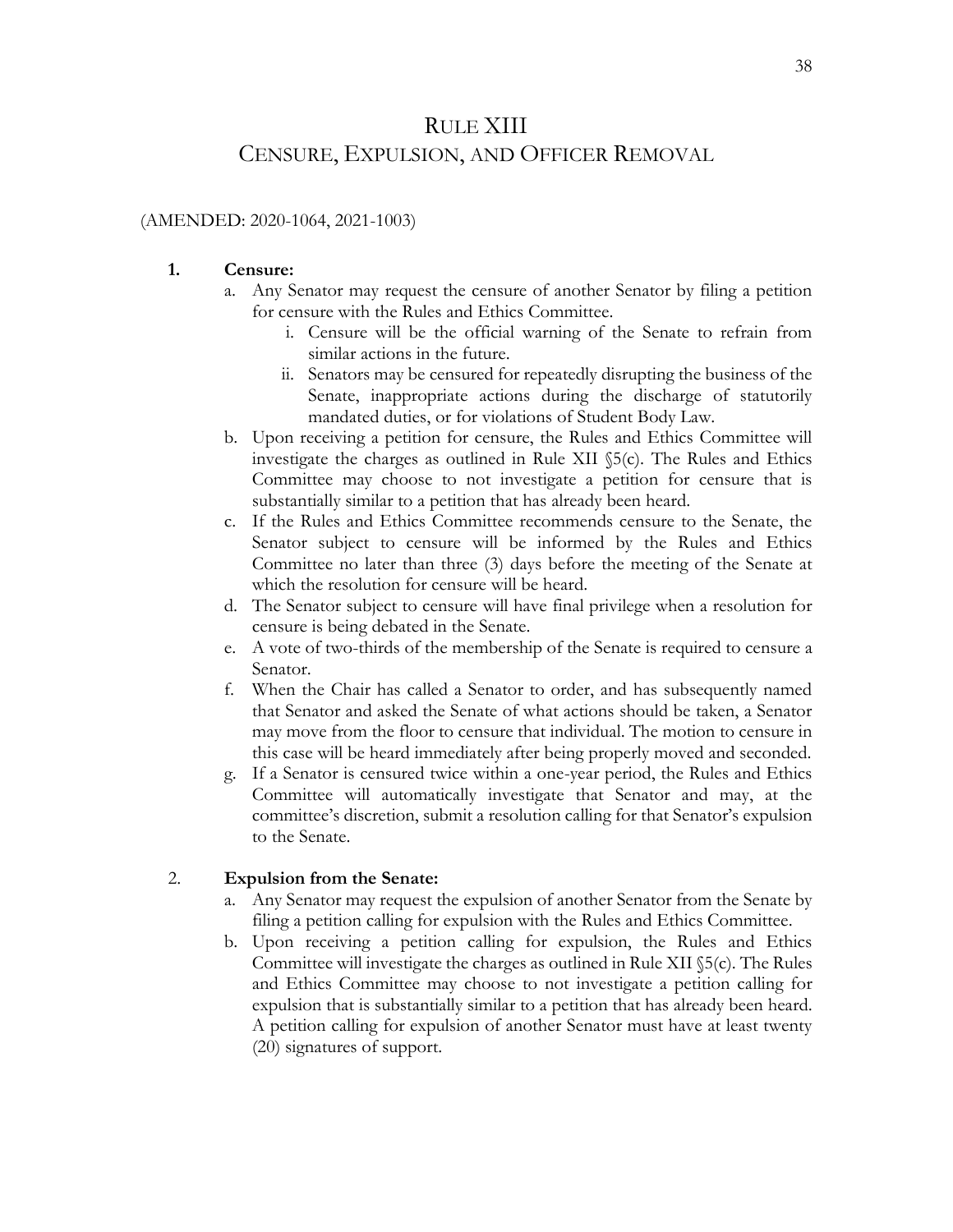# RULE XIII
## CENSURE, EXPULSION, AND OFFICER REMOVAL

(AMENDED: 2020-1064, 2021-1003)

1. **Censure:**
   a. Any Senator may request the censure of another Senator by filing a petition for censure with the Rules and Ethics Committee.
      i. Censure will be the official warning of the Senate to refrain from similar actions in the future.
      ii. Senators may be censured for repeatedly disrupting the business of the Senate, inappropriate actions during the discharge of statutorily mandated duties, or for violations of Student Body Law.
   b. Upon receiving a petition for censure, the Rules and Ethics Committee will investigate the charges as outlined in Rule XII §5(c). The Rules and Ethics Committee may choose to not investigate a petition for censure that is substantially similar to a petition that has already been heard.
   c. If the Rules and Ethics Committee recommends censure to the Senate, the Senator subject to censure will be informed by the Rules and Ethics Committee no later than three (3) days before the meeting of the Senate at which the resolution for censure will be heard.
   d. The Senator subject to censure will have final privilege when a resolution for censure is being debated in the Senate.
   e. A vote of two-thirds of the membership of the Senate is required to censure a Senator.
   f. When the Chair has called a Senator to order, and has subsequently named that Senator and asked the Senate of what actions should be taken, a Senator may move from the floor to censure that individual. The motion to censure in this case will be heard immediately after being properly moved and seconded.
   g. If a Senator is censured twice within a one-year period, the Rules and Ethics Committee will automatically investigate that Senator and may, at the committee's discretion, submit a resolution calling for that Senator's expulsion to the Senate.

2. **Expulsion from the Senate:**
   a. Any Senator may request the expulsion of another Senator from the Senate by filing a petition calling for expulsion with the Rules and Ethics Committee.
   b. Upon receiving a petition calling for expulsion, the Rules and Ethics Committee will investigate the charges as outlined in Rule XII §5(c). The Rules and Ethics Committee may choose to not investigate a petition calling for expulsion that is substantially similar to a petition that has already been heard. A petition calling for expulsion of another Senator must have at least twenty (20) signatures of support.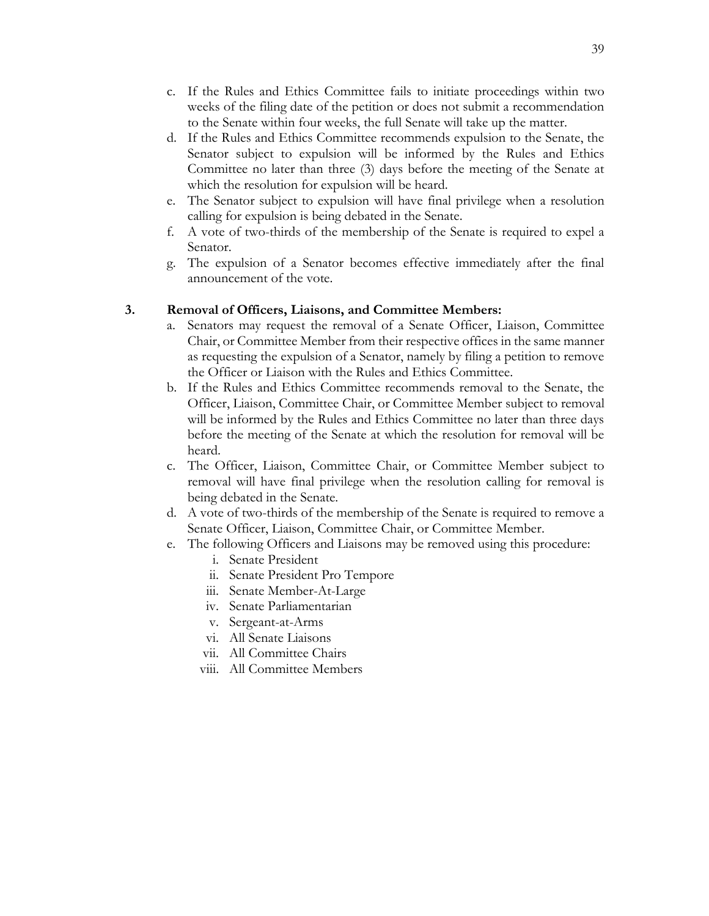c. If the Rules and Ethics Committee fails to initiate proceedings within two weeks of the filing date of the petition or does not submit a recommendation to the Senate within four weeks, the full Senate will take up the matter.
d. If the Rules and Ethics Committee recommends expulsion to the Senate, the Senator subject to expulsion will be informed by the Rules and Ethics Committee no later than three (3) days before the meeting of the Senate at which the resolution for expulsion will be heard.
e. The Senator subject to expulsion will have final privilege when a resolution calling for expulsion is being debated in the Senate.
f. A vote of two-thirds of the membership of the Senate is required to expel a Senator.
g. The expulsion of a Senator becomes effective immediately after the final announcement of the vote.

**3. Removal of Officers, Liaisons, and Committee Members:**

a. Senators may request the removal of a Senate Officer, Liaison, Committee Chair, or Committee Member from their respective offices in the same manner as requesting the expulsion of a Senator, namely by filing a petition to remove the Officer or Liaison with the Rules and Ethics Committee.
b. If the Rules and Ethics Committee recommends removal to the Senate, the Officer, Liaison, Committee Chair, or Committee Member subject to removal will be informed by the Rules and Ethics Committee no later than three days before the meeting of the Senate at which the resolution for removal will be heard.
c. The Officer, Liaison, Committee Chair, or Committee Member subject to removal will have final privilege when the resolution calling for removal is being debated in the Senate.
d. A vote of two-thirds of the membership of the Senate is required to remove a Senate Officer, Liaison, Committee Chair, or Committee Member.
e. The following Officers and Liaisons may be removed using this procedure:
    i. Senate President
    ii. Senate President Pro Tempore
    iii. Senate Member-At-Large
    iv. Senate Parliamentarian
    v. Sergeant-at-Arms
    vi. All Senate Liaisons
    vii. All Committee Chairs
    viii. All Committee Members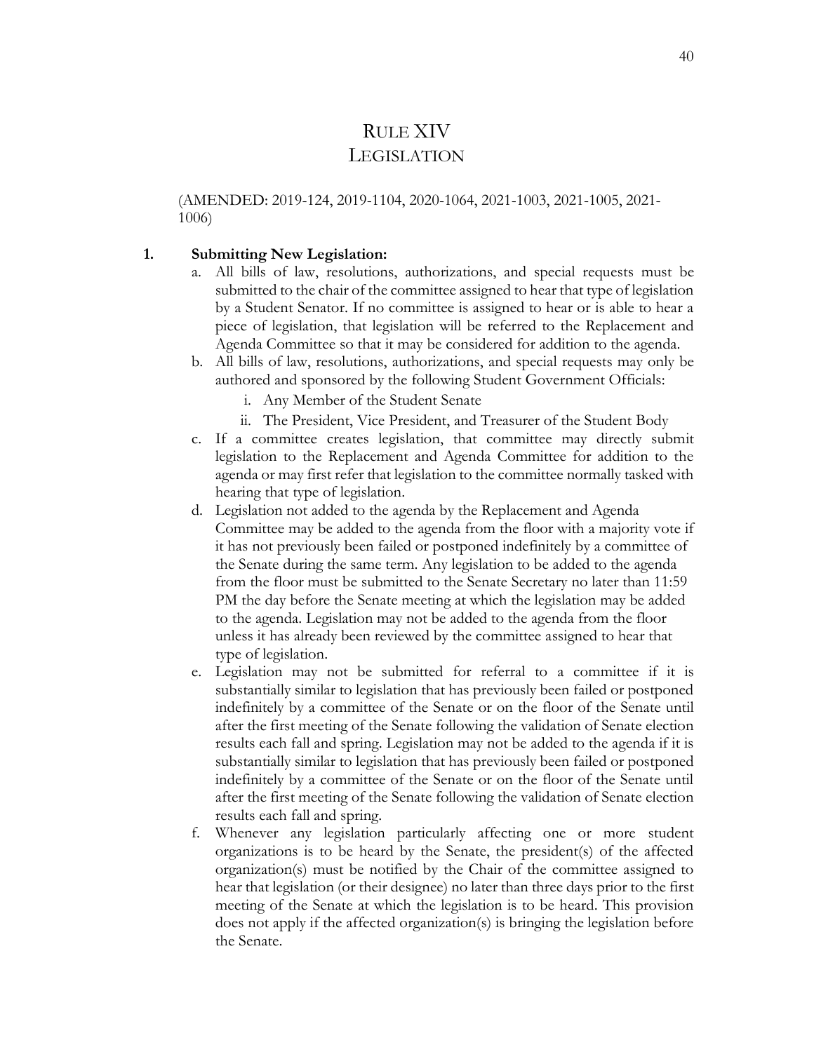# RULE XIV
# LEGISLATION

(AMENDED: 2019-124, 2019-1104, 2020-1064, 2021-1003, 2021-1005, 2021-1006)

**1. Submitting New Legislation:**

a. All bills of law, resolutions, authorizations, and special requests must be submitted to the chair of the committee assigned to hear that type of legislation by a Student Senator. If no committee is assigned to hear or is able to hear a piece of legislation, that legislation will be referred to the Replacement and Agenda Committee so that it may be considered for addition to the agenda.

b. All bills of law, resolutions, authorizations, and special requests may only be authored and sponsored by the following Student Government Officials:

   i. Any Member of the Student Senate

   ii. The President, Vice President, and Treasurer of the Student Body

c. If a committee creates legislation, that committee may directly submit legislation to the Replacement and Agenda Committee for addition to the agenda or may first refer that legislation to the committee normally tasked with hearing that type of legislation.

d. Legislation not added to the agenda by the Replacement and Agenda Committee may be added to the agenda from the floor with a majority vote if it has not previously been failed or postponed indefinitely by a committee of the Senate during the same term. Any legislation to be added to the agenda from the floor must be submitted to the Senate Secretary no later than 11:59 PM the day before the Senate meeting at which the legislation may be added to the agenda. Legislation may not be added to the agenda from the floor unless it has already been reviewed by the committee assigned to hear that type of legislation.

e. Legislation may not be submitted for referral to a committee if it is substantially similar to legislation that has previously been failed or postponed indefinitely by a committee of the Senate or on the floor of the Senate until after the first meeting of the Senate following the validation of Senate election results each fall and spring. Legislation may not be added to the agenda if it is substantially similar to legislation that has previously been failed or postponed indefinitely by a committee of the Senate or on the floor of the Senate until after the first meeting of the Senate following the validation of Senate election results each fall and spring.

f. Whenever any legislation particularly affecting one or more student organizations is to be heard by the Senate, the president(s) of the affected organization(s) must be notified by the Chair of the committee assigned to hear that legislation (or their designee) no later than three days prior to the first meeting of the Senate at which the legislation is to be heard. This provision does not apply if the affected organization(s) is bringing the legislation before the Senate.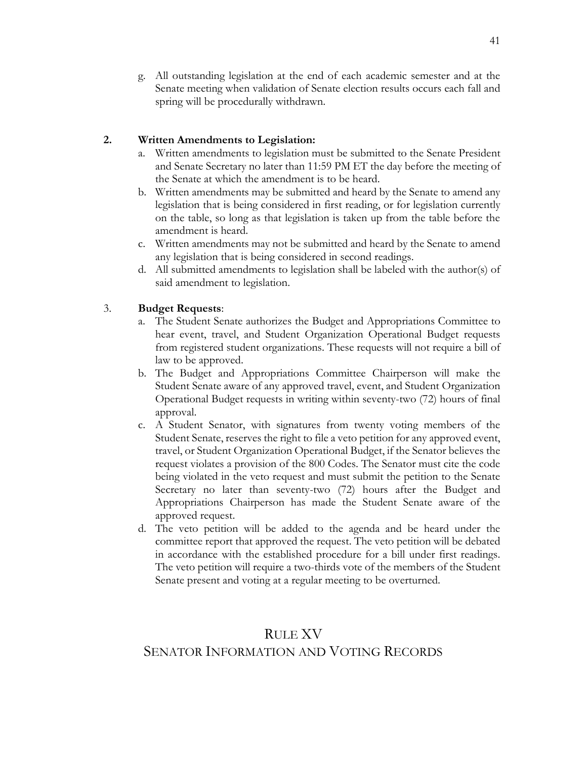g. All outstanding legislation at the end of each academic semester and at the Senate meeting when validation of Senate election results occurs each fall and spring will be procedurally withdrawn.

**2. Written Amendments to Legislation:**

a. Written amendments to legislation must be submitted to the Senate President and Senate Secretary no later than 11:59 PM ET the day before the meeting of the Senate at which the amendment is to be heard.

b. Written amendments may be submitted and heard by the Senate to amend any legislation that is being considered in first reading, or for legislation currently on the table, so long as that legislation is taken up from the table before the amendment is heard.

c. Written amendments may not be submitted and heard by the Senate to amend any legislation that is being considered in second readings.

d. All submitted amendments to legislation shall be labeled with the author(s) of said amendment to legislation.

3. **Budget Requests**:

a. The Student Senate authorizes the Budget and Appropriations Committee to hear event, travel, and Student Organization Operational Budget requests from registered student organizations. These requests will not require a bill of law to be approved.

b. The Budget and Appropriations Committee Chairperson will make the Student Senate aware of any approved travel, event, and Student Organization Operational Budget requests in writing within seventy-two (72) hours of final approval.

c. A Student Senator, with signatures from twenty voting members of the Student Senate, reserves the right to file a veto petition for any approved event, travel, or Student Organization Operational Budget, if the Senator believes the request violates a provision of the 800 Codes. The Senator must cite the code being violated in the veto request and must submit the petition to the Senate Secretary no later than seventy-two (72) hours after the Budget and Appropriations Chairperson has made the Student Senate aware of the approved request.

d. The veto petition will be added to the agenda and be heard under the committee report that approved the request. The veto petition will be debated in accordance with the established procedure for a bill under first readings. The veto petition will require a two-thirds vote of the members of the Student Senate present and voting at a regular meeting to be overturned.

# RULE XV
# SENATOR INFORMATION AND VOTING RECORDS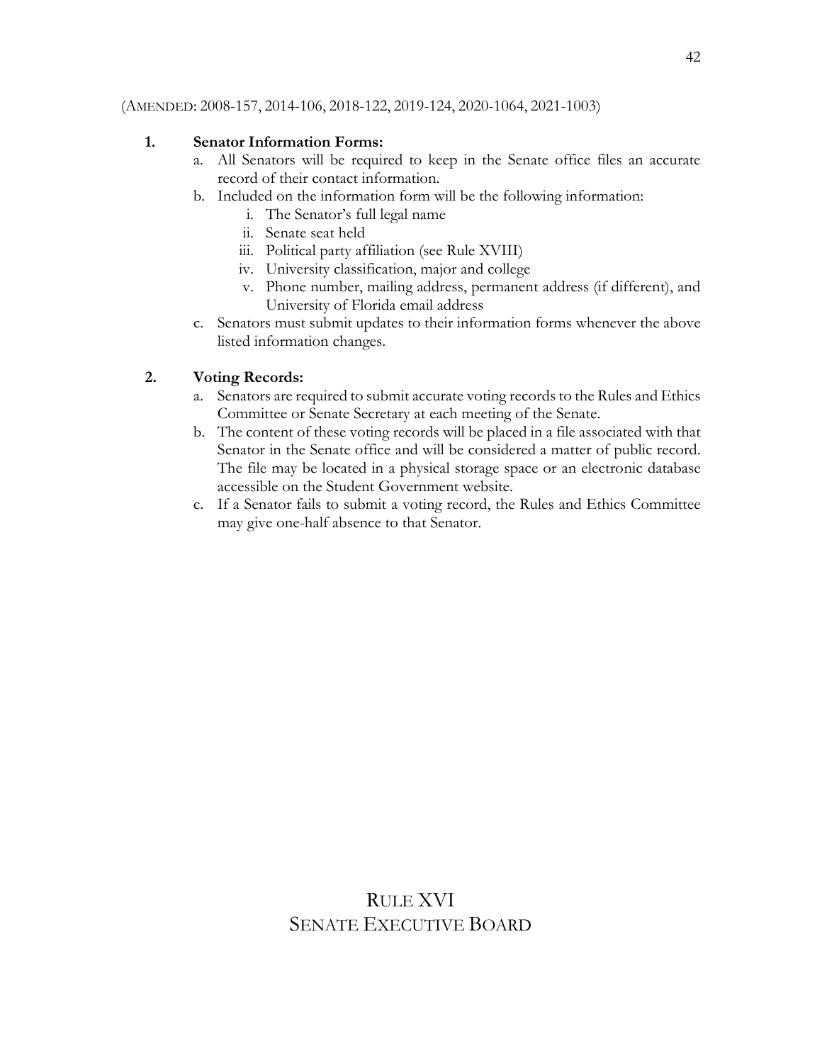(AMENDED: 2008-157, 2014-106, 2018-122, 2019-124, 2020-1064, 2021-1003)

**1. Senator Information Forms:**

a. All Senators will be required to keep in the Senate office files an accurate record of their contact information.

b. Included on the information form will be the following information:

   i. The Senator's full legal name

   ii. Senate seat held

   iii. Political party affiliation (see Rule XVIII)

   iv. University classification, major and college

   v. Phone number, mailing address, permanent address (if different), and University of Florida email address

c. Senators must submit updates to their information forms whenever the above listed information changes.

**2. Voting Records:**

a. Senators are required to submit accurate voting records to the Rules and Ethics Committee or Senate Secretary at each meeting of the Senate.

b. The content of these voting records will be placed in a file associated with that Senator in the Senate office and will be considered a matter of public record. The file may be located in a physical storage space or an electronic database accessible on the Student Government website.

c. If a Senator fails to submit a voting record, the Rules and Ethics Committee may give one-half absence to that Senator.

# RULE XVI
# SENATE EXECUTIVE BOARD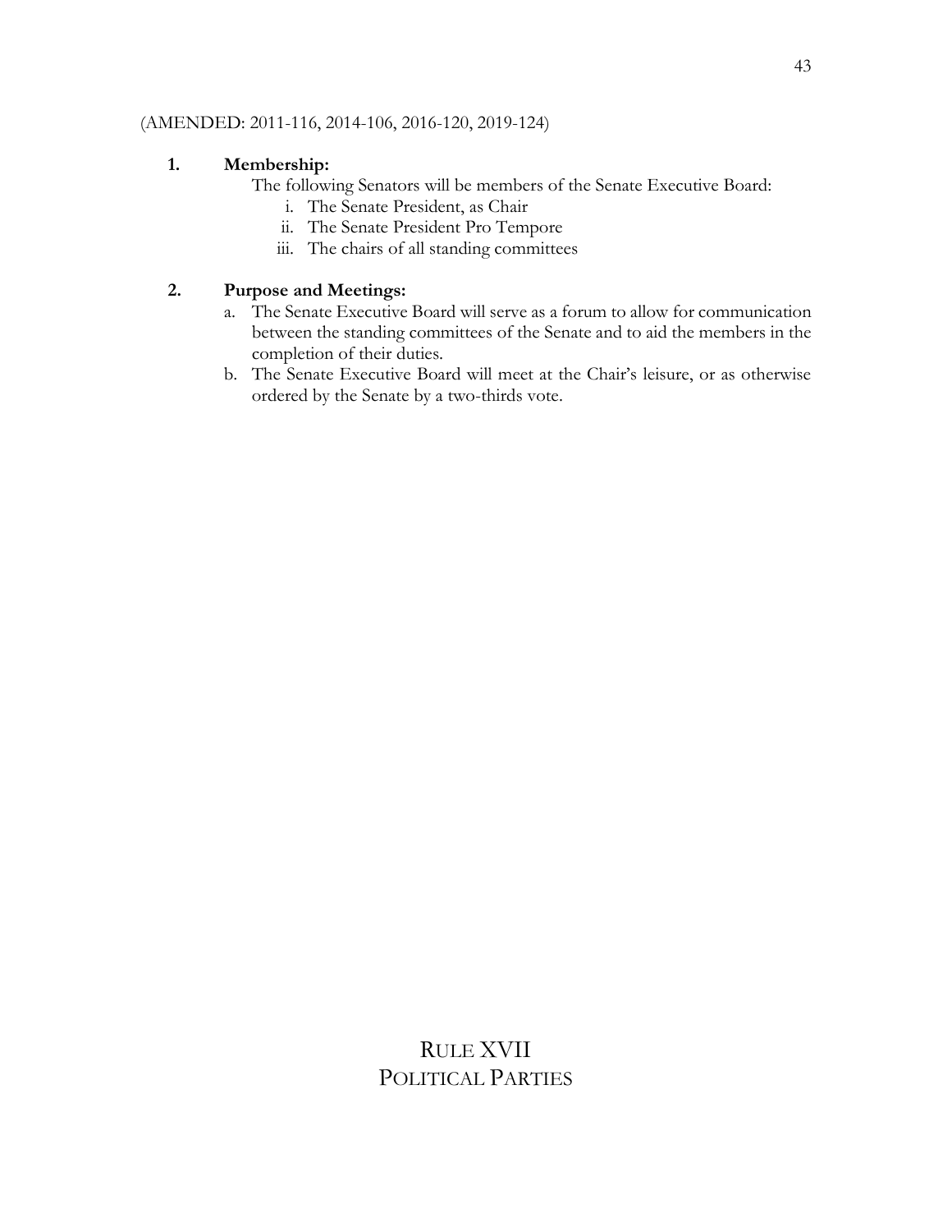(AMENDED: 2011-116, 2014-106, 2016-120, 2019-124)

**1. Membership:**

The following Senators will be members of the Senate Executive Board:

i. The Senate President, as Chair
ii. The Senate President Pro Tempore
iii. The chairs of all standing committees

**2. Purpose and Meetings:**

a. The Senate Executive Board will serve as a forum to allow for communication between the standing committees of the Senate and to aid the members in the completion of their duties.
b. The Senate Executive Board will meet at the Chair's leisure, or as otherwise ordered by the Senate by a two-thirds vote.

# RULE XVII
# POLITICAL PARTIES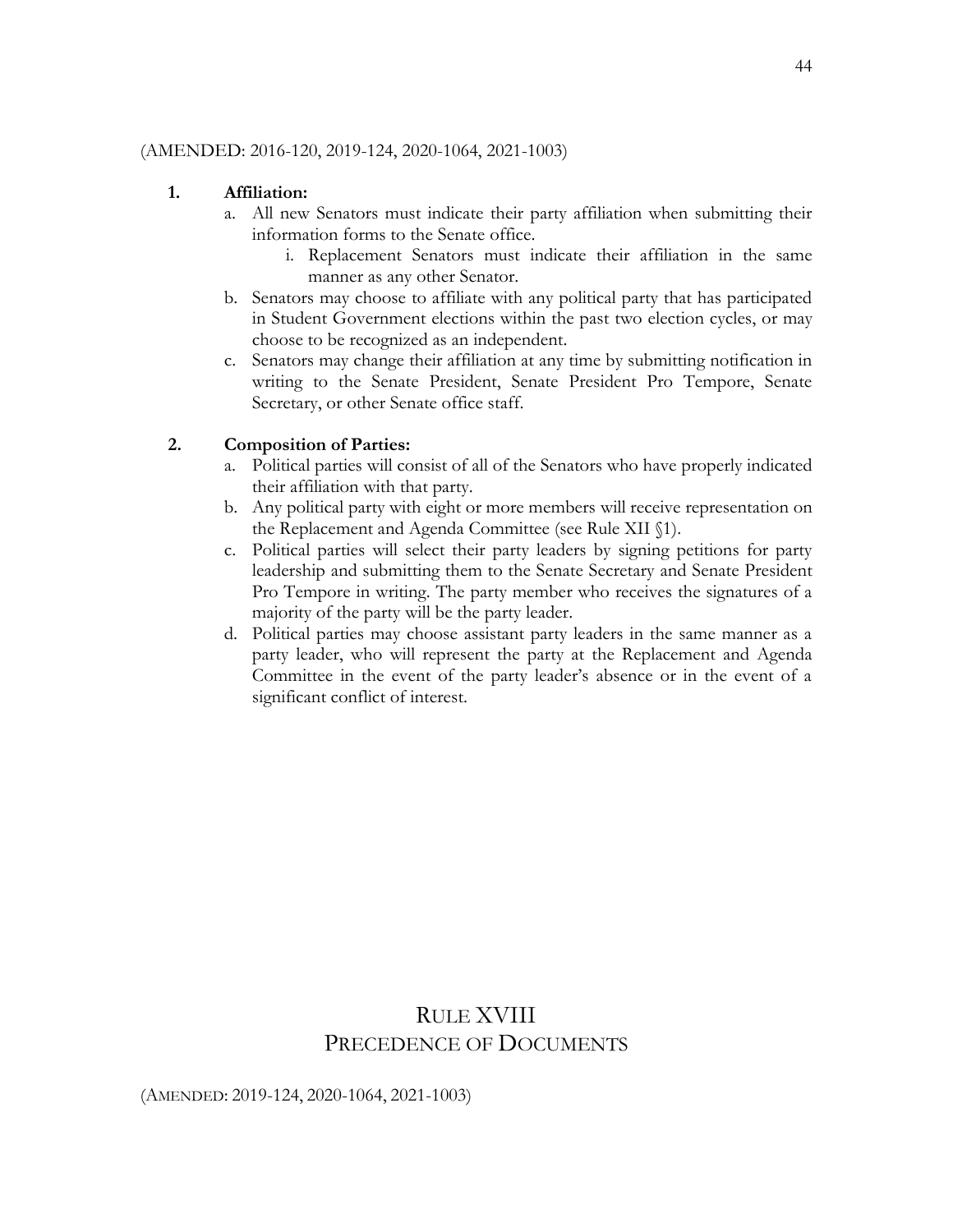(AMENDED: 2016-120, 2019-124, 2020-1064, 2021-1003)

1. **Affiliation:**
   a. All new Senators must indicate their party affiliation when submitting their information forms to the Senate office.
      i. Replacement Senators must indicate their affiliation in the same manner as any other Senator.
   b. Senators may choose to affiliate with any political party that has participated in Student Government elections within the past two election cycles, or may choose to be recognized as an independent.
   c. Senators may change their affiliation at any time by submitting notification in writing to the Senate President, Senate President Pro Tempore, Senate Secretary, or other Senate office staff.

2. **Composition of Parties:**
   a. Political parties will consist of all of the Senators who have properly indicated their affiliation with that party.
   b. Any political party with eight or more members will receive representation on the Replacement and Agenda Committee (see Rule XII §1).
   c. Political parties will select their party leaders by signing petitions for party leadership and submitting them to the Senate Secretary and Senate President Pro Tempore in writing. The party member who receives the signatures of a majority of the party will be the party leader.
   d. Political parties may choose assistant party leaders in the same manner as a party leader, who will represent the party at the Replacement and Agenda Committee in the event of the party leader's absence or in the event of a significant conflict of interest.

# RULE XVIII
# PRECEDENCE OF DOCUMENTS

(AMENDED: 2019-124, 2020-1064, 2021-1003)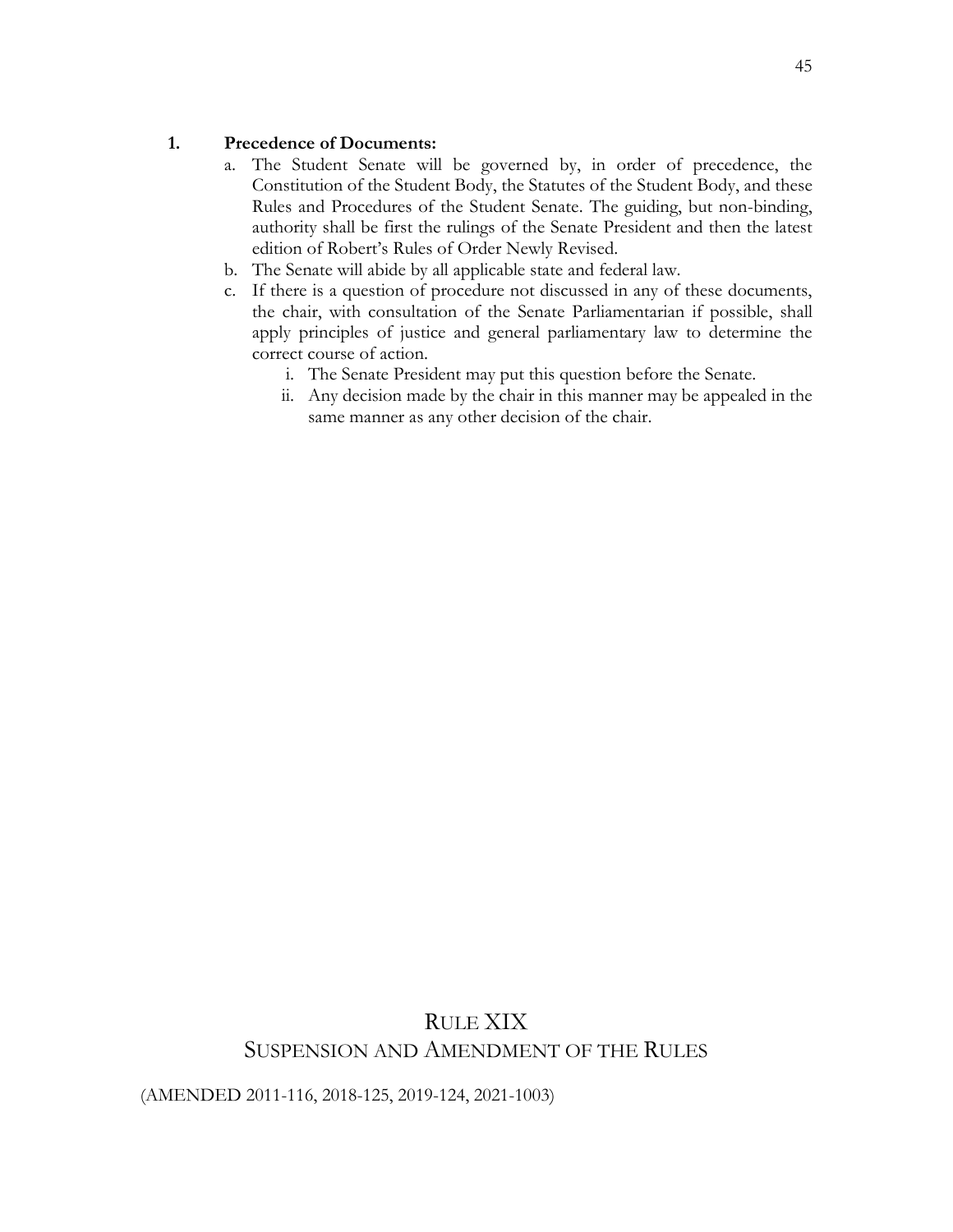1. **Precedence of Documents:**
   a. The Student Senate will be governed by, in order of precedence, the Constitution of the Student Body, the Statutes of the Student Body, and these Rules and Procedures of the Student Senate. The guiding, but non-binding, authority shall be first the rulings of the Senate President and then the latest edition of Robert's Rules of Order Newly Revised.
   b. The Senate will abide by all applicable state and federal law.
   c. If there is a question of procedure not discussed in any of these documents, the chair, with consultation of the Senate Parliamentarian if possible, shall apply principles of justice and general parliamentary law to determine the correct course of action.
      i. The Senate President may put this question before the Senate.
      ii. Any decision made by the chair in this manner may be appealed in the same manner as any other decision of the chair.

# RULE XIX
## SUSPENSION AND AMENDMENT OF THE RULES

(AMENDED 2011-116, 2018-125, 2019-124, 2021-1003)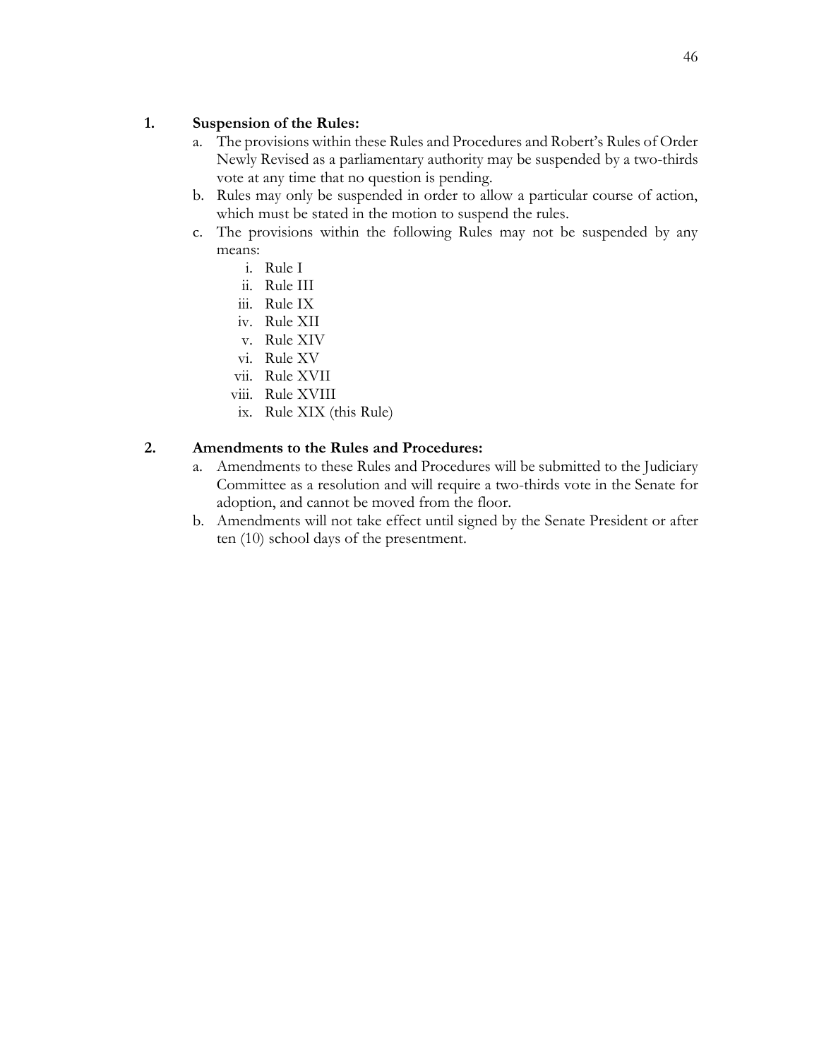1. **Suspension of the Rules:**
    a. The provisions within these Rules and Procedures and Robert's Rules of Order Newly Revised as a parliamentary authority may be suspended by a two-thirds vote at any time that no question is pending.
    b. Rules may only be suspended in order to allow a particular course of action, which must be stated in the motion to suspend the rules.
    c. The provisions within the following Rules may not be suspended by any means:
        i. Rule I
        ii. Rule III
        iii. Rule IX
        iv. Rule XII
        v. Rule XIV
        vi. Rule XV
        vii. Rule XVII
        viii. Rule XVIII
        ix. Rule XIX (this Rule)

2. **Amendments to the Rules and Procedures:**
    a. Amendments to these Rules and Procedures will be submitted to the Judiciary Committee as a resolution and will require a two-thirds vote in the Senate for adoption, and cannot be moved from the floor.
    b. Amendments will not take effect until signed by the Senate President or after ten (10) school days of the presentment.